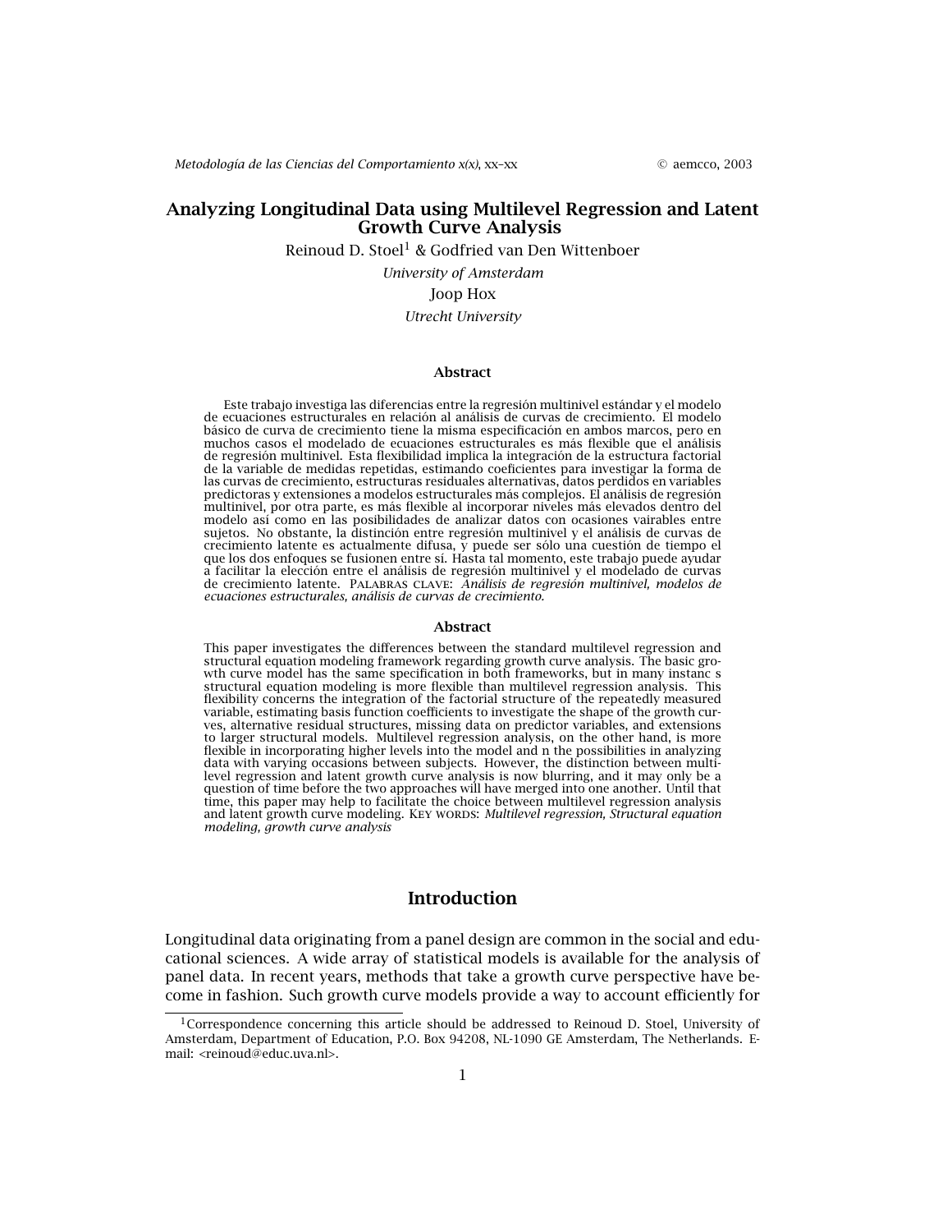# Analyzing Longitudinal Data using Multilevel Regression and Latent Growth Curve Analysis

Reinoud D. Stoel[1] & Godfried van Den Wittenboer

*University of Amsterdam*

Joop Hox

*Utrecht University*

### Abstract

Este trabajo investiga las diferencias entre la regresión multinivel estándar y el modelo de ecuaciones estructurales en relación al análisis de curvas de crecimiento. El modelo básico de curva de crecimiento tiene la misma especificación en ambos marcos, pero en muchos casos el modelado de ecuaciones estructurales es más flexible que el análisis de regresión multinivel. Esta flexibilidad implica la integración de la estructura factorial de la variable de medidas repetidas, estimando coeficientes para investigar la forma de las curvas de crecimiento, estructuras residuales alternativas, datos perdidos en variables predictoras y extensiones a modelos estructurales más complejos. El análisis de regresión multinivel, por otra parte, es más flexible al incorporar niveles más elevados dentro del modelo así como en las posibilidades de analizar datos con ocasiones vairables entre sujetos. No obstante, la distinción entre regresión multinivel y el análisis de curvas de crecimiento latente es actualmente difusa, y puede ser sólo una cuestión de tiempo el que los dos enfoques se fusionen entre sí. Hasta tal momento, este trabajo puede ayudar a facilitar la elección entre el análisis de regresión multinivel y el modelado de curvas de crecimiento latente. PALABRAS CLAVE: *Análisis de regresión multinivel, modelos de ecuaciones estructurales, análisis de curvas de crecimiento.*

### Abstract

This paper investigates the differences between the standard multilevel regression and structural equation modeling framework regarding growth curve analysis. The basic growth curve model has the same specification in both frameworks, but in many instanc s structural equation modeling is more flexible than multilevel regression analysis. This flexibility concerns the integration of the factorial structure of the repeatedly measured variable, estimating basis function coefficients to investigate the shape of the growth curves, alternative residual structures, missing data on predictor variables, and extensions to larger structural models. Multilevel regression analysis, on the other hand, is more flexible in incorporating higher levels into the model and n the possibilities in analyzing data with varying occasions between subjects. However, the distinction between multilevel regression and latent growth curve analysis is now blurring, and it may only be a question of time before the two approaches will have merged into one another. Until that time, this paper may help to facilitate the choice between multilevel regression analysis and latent growth curve modeling. KEY WORDS: *Multilevel regression, Structural equation modeling, growth curve analysis*

## Introduction

Longitudinal data originating from a panel design are common in the social and educational sciences. A wide array of statistical models is available for the analysis of panel data. In recent years, methods that take a growth curve perspective have become in fashion. Such growth curve models provide a way to account efficiently for

[1] Correspondence concerning this article should be addressed to Reinoud D. Stoel, University of Amsterdam, Department of Education, P.O. Box 94208, NL-1090 GE Amsterdam, The Netherlands. E-mail: <reinoud@educ.uva.nl>.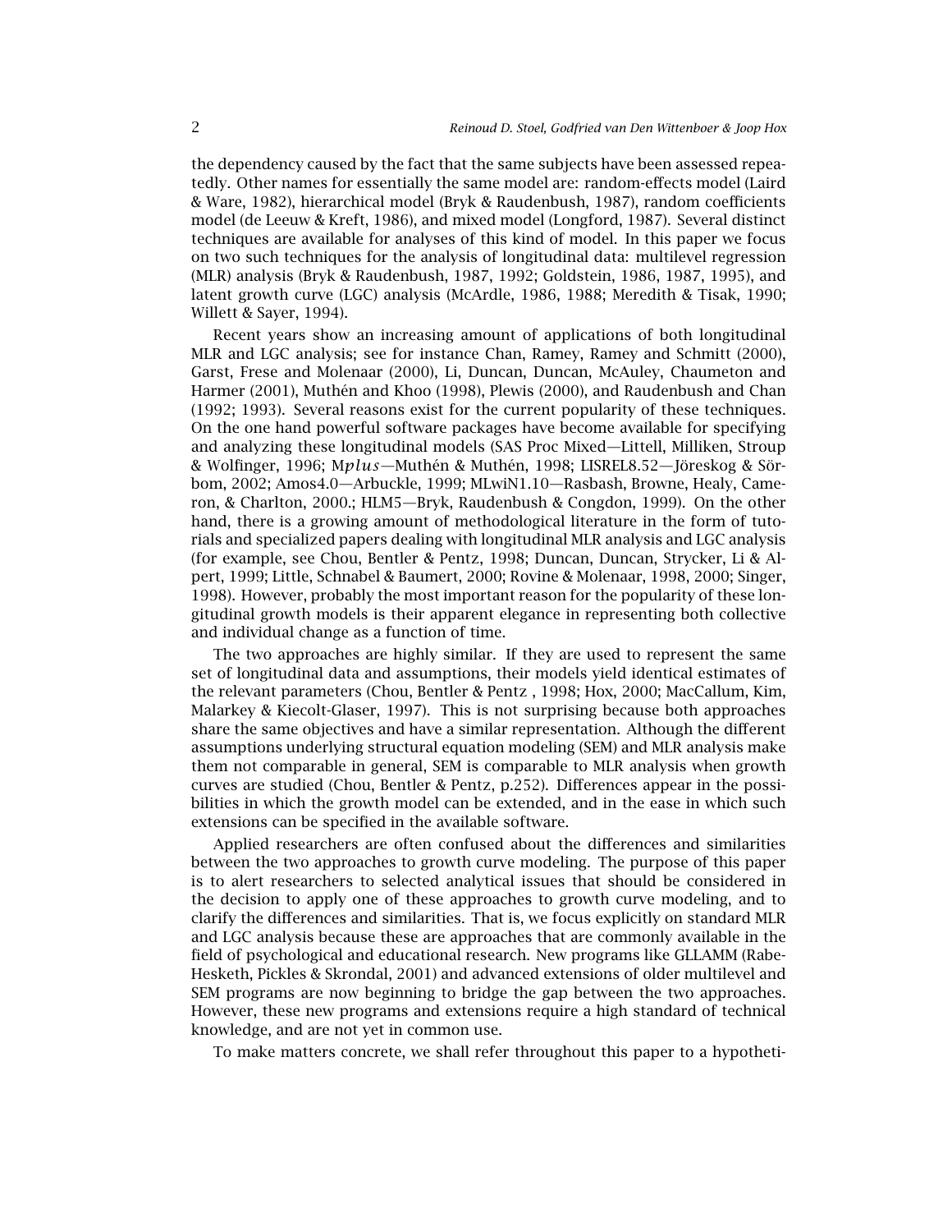the dependency caused by the fact that the same subjects have been assessed repeatedly. Other names for essentially the same model are: random-effects model (Laird & Ware, 1982), hierarchical model (Bryk & Raudenbush, 1987), random coefficients model (de Leeuw & Kreft, 1986), and mixed model (Longford, 1987). Several distinct techniques are available for analyses of this kind of model. In this paper we focus on two such techniques for the analysis of longitudinal data: multilevel regression (MLR) analysis (Bryk & Raudenbush, 1987, 1992; Goldstein, 1986, 1987, 1995), and latent growth curve (LGC) analysis (McArdle, 1986, 1988; Meredith & Tisak, 1990; Willett & Sayer, 1994).

Recent years show an increasing amount of applications of both longitudinal MLR and LGC analysis; see for instance Chan, Ramey, Ramey and Schmitt (2000), Garst, Frese and Molenaar (2000), Li, Duncan, Duncan, McAuley, Chaumeton and Harmer (2001), Muthén and Khoo (1998), Plewis (2000), and Raudenbush and Chan (1992; 1993). Several reasons exist for the current popularity of these techniques. On the one hand powerful software packages have become available for specifying and analyzing these longitudinal models (SAS Proc Mixed—Littell, Milliken, Stroup & Wolfinger, 1996; M*plus*—Muthén & Muthén, 1998; LISREL8.52—Jöreskog & Sörbom, 2002; Amos4.0—Arbuckle, 1999; MLwiN1.10—Rasbash, Browne, Healy, Cameron, & Charlton, 2000.; HLM5—Bryk, Raudenbush & Congdon, 1999). On the other hand, there is a growing amount of methodological literature in the form of tutorials and specialized papers dealing with longitudinal MLR analysis and LGC analysis (for example, see Chou, Bentler & Pentz, 1998; Duncan, Duncan, Strycker, Li & Alpert, 1999; Little, Schnabel & Baumert, 2000; Rovine & Molenaar, 1998, 2000; Singer, 1998). However, probably the most important reason for the popularity of these longitudinal growth models is their apparent elegance in representing both collective and individual change as a function of time.

The two approaches are highly similar. If they are used to represent the same set of longitudinal data and assumptions, their models yield identical estimates of the relevant parameters (Chou, Bentler & Pentz , 1998; Hox, 2000; MacCallum, Kim, Malarkey & Kiecolt-Glaser, 1997). This is not surprising because both approaches share the same objectives and have a similar representation. Although the different assumptions underlying structural equation modeling (SEM) and MLR analysis make them not comparable in general, SEM is comparable to MLR analysis when growth curves are studied (Chou, Bentler & Pentz, p.252). Differences appear in the possibilities in which the growth model can be extended, and in the ease in which such extensions can be specified in the available software.

Applied researchers are often confused about the differences and similarities between the two approaches to growth curve modeling. The purpose of this paper is to alert researchers to selected analytical issues that should be considered in the decision to apply one of these approaches to growth curve modeling, and to clarify the differences and similarities. That is, we focus explicitly on standard MLR and LGC analysis because these are approaches that are commonly available in the field of psychological and educational research. New programs like GLLAMM (Rabe-Hesketh, Pickles & Skrondal, 2001) and advanced extensions of older multilevel and SEM programs are now beginning to bridge the gap between the two approaches. However, these new programs and extensions require a high standard of technical knowledge, and are not yet in common use.

To make matters concrete, we shall refer throughout this paper to a hypotheti-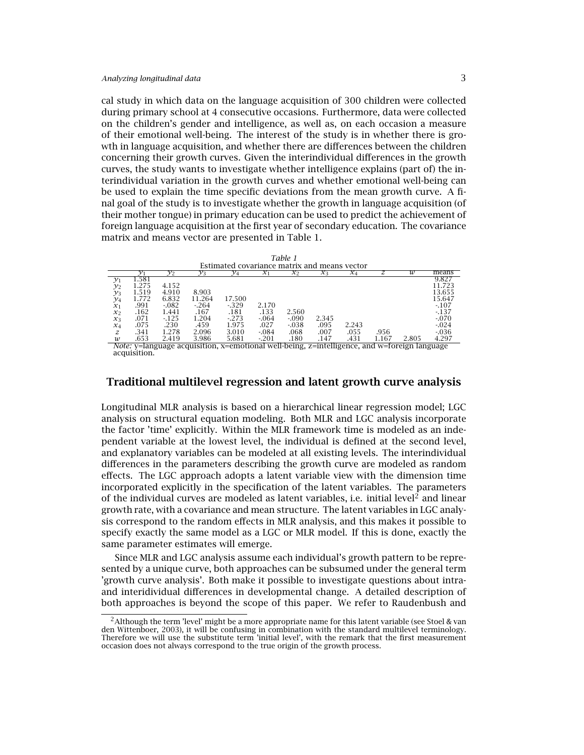cal study in which data on the language acquisition of 300 children were collected during primary school at 4 consecutive occasions. Furthermore, data were collected on the children's gender and intelligence, as well as, on each occasion a measure of their emotional well-being. The interest of the study is in whether there is growth in language acquisition, and whether there are differences between the children concerning their growth curves. Given the interindividual differences in the growth curves, the study wants to investigate whether intelligence explains (part of) the interindividual variation in the growth curves and whether emotional well-being can be used to explain the time specific deviations from the mean growth curve. A final goal of the study is to investigate whether the growth in language acquisition (of their mother tongue) in primary education can be used to predict the achievement of foreign language acquisition at the first year of secondary education. The covariance matrix and means vector are presented in Table 1.

*Table 1*
Estimated covariance matrix and means vector

| | $y_1$ | $y_2$ | $y_3$ | $y_4$ | $x_1$ | $x_2$ | $x_3$ | $x_4$ | $z$ | $w$ | means |
|---|---|---|---|---|---|---|---|---|---|---|---|
| $y_1$ | 1.581 | | | | | | | | | | 9.827 |
| $y_2$ | 1.275 | 4.152 | | | | | | | | | 11.723 |
| $y_3$ | 1.519 | 4.910 | 8.903 | | | | | | | | 13.655 |
| $y_4$ | 1.772 | 6.832 | 11.264 | 17.500 | | | | | | | 15.647 |
| $x_1$ | .991 | -.082 | -.264 | -.329 | 2.170 | | | | | | -.107 |
| $x_2$ | .162 | 1.441 | .167 | .181 | .133 | 2.560 | | | | | -.137 |
| $x_3$ | .071 | -.125 | 1.204 | -.273 | -.064 | -.090 | 2.345 | | | | -.070 |
| $x_4$ | .075 | .230 | .459 | 1.975 | .027 | -.038 | .095 | 2.243 | | | -.024 |
| $z$ | .341 | 1.278 | 2.096 | 3.010 | -.084 | .068 | .007 | .055 | .956 | | -.036 |
| $w$ | .653 | 2.419 | 3.986 | 5.681 | -.201 | .180 | .147 | .431 | 1.167 | 2.805 | 4.297 |

*Note:* y=language acquisition, x=emotional well-being, z=intelligence, and w=foreign language acquisition.

## Traditional multilevel regression and latent growth curve analysis

Longitudinal MLR analysis is based on a hierarchical linear regression model; LGC analysis on structural equation modeling. Both MLR and LGC analysis incorporate the factor 'time' explicitly. Within the MLR framework time is modeled as an independent variable at the lowest level, the individual is defined at the second level, and explanatory variables can be modeled at all existing levels. The interindividual differences in the parameters describing the growth curve are modeled as random effects. The LGC approach adopts a latent variable view with the dimension time incorporated explicitly in the specification of the latent variables. The parameters of the individual curves are modeled as latent variables, i.e. initial level[2] and linear growth rate, with a covariance and mean structure. The latent variables in LGC analysis correspond to the random effects in MLR analysis, and this makes it possible to specify exactly the same model as a LGC or MLR model. If this is done, exactly the same parameter estimates will emerge.

Since MLR and LGC analysis assume each individual's growth pattern to be represented by a unique curve, both approaches can be subsumed under the general term 'growth curve analysis'. Both make it possible to investigate questions about intra- and interidividual differences in developmental change. A detailed description of both approaches is beyond the scope of this paper. We refer to Raudenbush and

[2]Although the term 'level' might be a more appropriate name for this latent variable (see Stoel & van den Wittenboer, 2003), it will be confusing in combination with the standard multilevel terminology. Therefore we will use the substitute term 'initial level', with the remark that the first measurement occasion does not always correspond to the true origin of the growth process.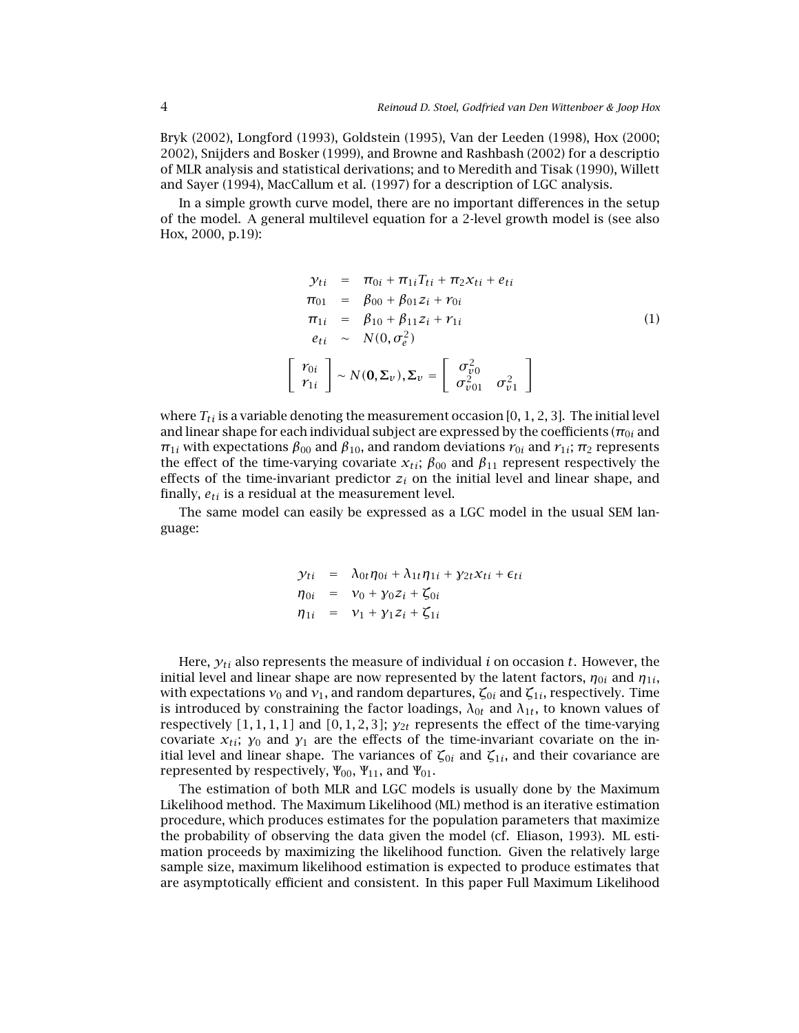Bryk (2002), Longford (1993), Goldstein (1995), Van der Leeden (1998), Hox (2000; 2002), Snijders and Bosker (1999), and Browne and Rashbash (2002) for a descriptio of MLR analysis and statistical derivations; and to Meredith and Tisak (1990), Willett and Sayer (1994), MacCallum et al. (1997) for a description of LGC analysis.

In a simple growth curve model, there are no important differences in the setup of the model. A general multilevel equation for a 2-level growth model is (see also Hox, 2000, p.19):

$$
\begin{aligned}
y_{ti} &= \pi_{0i} + \pi_{1i}T_{ti} + \pi_2 x_{ti} + e_{ti} \\
\pi_{01} &= \beta_{00} + \beta_{01}z_i + r_{0i} \\
\pi_{1i} &= \beta_{10} + \beta_{11}z_i + r_{1i} \\
e_{ti} &\sim N(0, \sigma_e^2) \\
\begin{bmatrix} r_{0i} \\ r_{1i} \end{bmatrix} &\sim N(\mathbf{0}, \mathbf{\Sigma}_v), \mathbf{\Sigma}_v = \begin{bmatrix} \sigma_{v0}^2 & \\ \sigma_{v01}^2 & \sigma_{v1}^2 \end{bmatrix}
\end{aligned}
\tag{1}
$$

where $T_{ti}$ is a variable denoting the measurement occasion [0, 1, 2, 3]. The initial level and linear shape for each individual subject are expressed by the coefficients ($\pi_{0i}$ and $\pi_{1i}$ with expectations $\beta_{00}$ and $\beta_{10}$, and random deviations $r_{0i}$ and $r_{1i}$; $\pi_2$ represents the effect of the time-varying covariate $x_{ti}$; $\beta_{00}$ and $\beta_{11}$ represent respectively the effects of the time-invariant predictor $z_i$ on the initial level and linear shape, and finally, $e_{ti}$ is a residual at the measurement level.

The same model can easily be expressed as a LGC model in the usual SEM language:

$$
\begin{aligned}
y_{ti} &= \lambda_{0t}\eta_{0i} + \lambda_{1t}\eta_{1i} + \gamma_{2t}x_{ti} + \epsilon_{ti} \\
\eta_{0i} &= \nu_0 + \gamma_0 z_i + \zeta_{0i} \\
\eta_{1i} &= \nu_1 + \gamma_1 z_i + \zeta_{1i}
\end{aligned}
$$

Here, $y_{ti}$ also represents the measure of individual $i$ on occasion $t$. However, the initial level and linear shape are now represented by the latent factors, $\eta_{0i}$ and $\eta_{1i}$, with expectations $\nu_0$ and $\nu_1$, and random departures, $\zeta_{0i}$ and $\zeta_{1i}$, respectively. Time is introduced by constraining the factor loadings, $\lambda_{0t}$ and $\lambda_{1t}$, to known values of respectively $[1, 1, 1, 1]$ and $[0, 1, 2, 3]$; $\gamma_{2t}$ represents the effect of the time-varying covariate $x_{ti}$; $\gamma_0$ and $\gamma_1$ are the effects of the time-invariant covariate on the initial level and linear shape. The variances of $\zeta_{0i}$ and $\zeta_{1i}$, and their covariance are represented by respectively, $\Psi_{00}$, $\Psi_{11}$, and $\Psi_{01}$.

The estimation of both MLR and LGC models is usually done by the Maximum Likelihood method. The Maximum Likelihood (ML) method is an iterative estimation procedure, which produces estimates for the population parameters that maximize the probability of observing the data given the model (cf. Eliason, 1993). ML estimation proceeds by maximizing the likelihood function. Given the relatively large sample size, maximum likelihood estimation is expected to produce estimates that are asymptotically efficient and consistent. In this paper Full Maximum Likelihood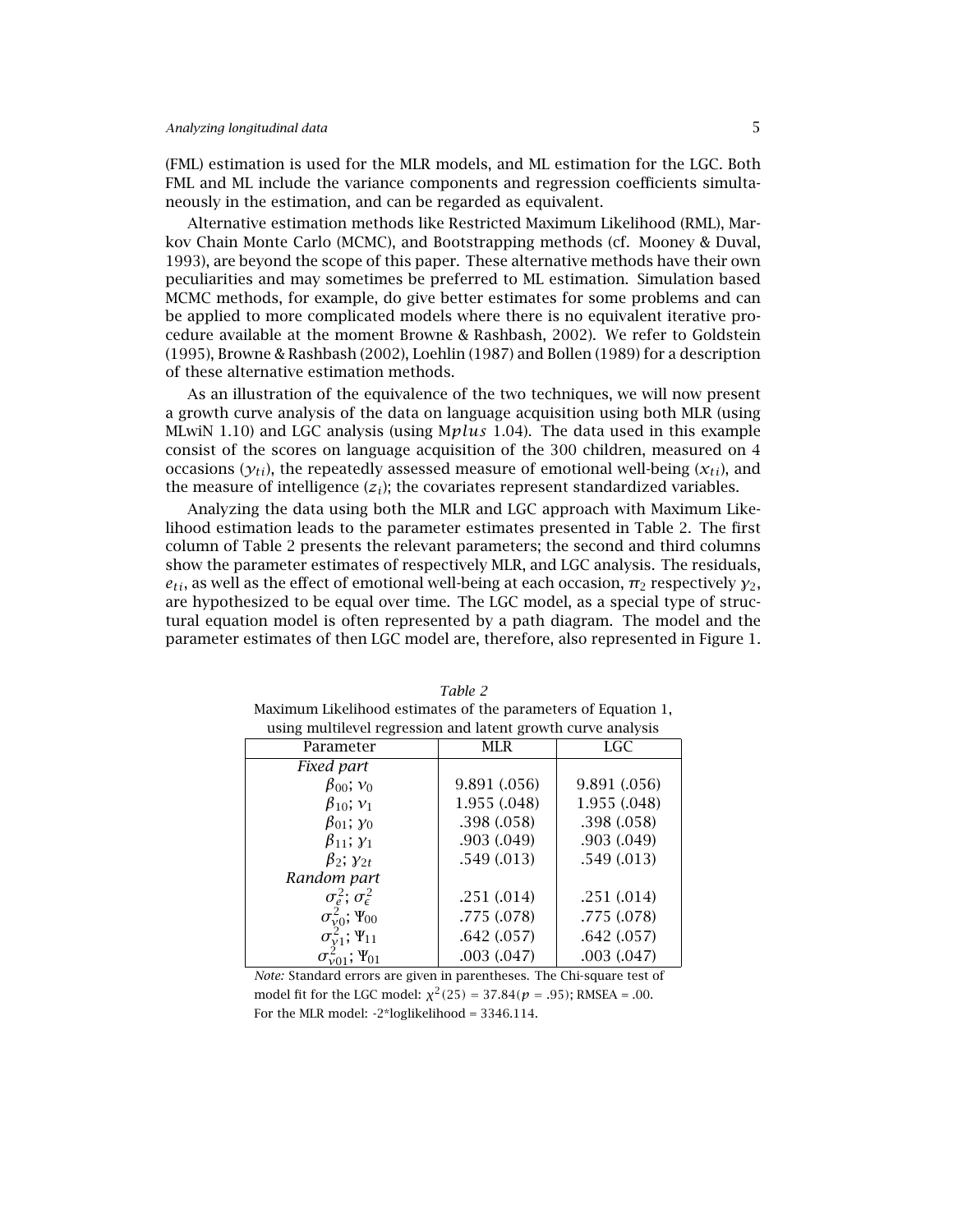(FML) estimation is used for the MLR models, and ML estimation for the LGC. Both FML and ML include the variance components and regression coefficients simultaneously in the estimation, and can be regarded as equivalent.

Alternative estimation methods like Restricted Maximum Likelihood (RML), Markov Chain Monte Carlo (MCMC), and Bootstrapping methods (cf. Mooney & Duval, 1993), are beyond the scope of this paper. These alternative methods have their own peculiarities and may sometimes be preferred to ML estimation. Simulation based MCMC methods, for example, do give better estimates for some problems and can be applied to more complicated models where there is no equivalent iterative procedure available at the moment Browne & Rashbash, 2002). We refer to Goldstein (1995), Browne & Rashbash (2002), Loehlin (1987) and Bollen (1989) for a description of these alternative estimation methods.

As an illustration of the equivalence of the two techniques, we will now present a growth curve analysis of the data on language acquisition using both MLR (using MLwiN 1.10) and LGC analysis (using M*plus* 1.04). The data used in this example consist of the scores on language acquisition of the 300 children, measured on 4 occasions ($y_{ti}$), the repeatedly assessed measure of emotional well-being ($x_{ti}$), and the measure of intelligence ($z_i$); the covariates represent standardized variables.

Analyzing the data using both the MLR and LGC approach with Maximum Likelihood estimation leads to the parameter estimates presented in Table 2. The first column of Table 2 presents the relevant parameters; the second and third columns show the parameter estimates of respectively MLR, and LGC analysis. The residuals, $e_{ti}$, as well as the effect of emotional well-being at each occasion, $\pi_2$ respectively $\gamma_2$, are hypothesized to be equal over time. The LGC model, as a special type of structural equation model is often represented by a path diagram. The model and the parameter estimates of then LGC model are, therefore, also represented in Figure 1.

*Table 2*

Maximum Likelihood estimates of the parameters of Equation 1, using multilevel regression and latent growth curve analysis

| Parameter | MLR | LGC |
|---|---|---|
| *Fixed part* | | |
| $\beta_{00}$; $\nu_0$ | 9.891 (.056) | 9.891 (.056) |
| $\beta_{10}$; $\nu_1$ | 1.955 (.048) | 1.955 (.048) |
| $\beta_{01}$; $\gamma_0$ | .398 (.058) | .398 (.058) |
| $\beta_{11}$; $\gamma_1$ | .903 (.049) | .903 (.049) |
| $\beta_2$; $\gamma_{2t}$ | .549 (.013) | .549 (.013) |
| *Random part* | | |
| $\sigma_e^2$; $\sigma_\epsilon^2$ | .251 (.014) | .251 (.014) |
| $\sigma_{\gamma 0}^2$; $\Psi_{00}$ | .775 (.078) | .775 (.078) |
| $\sigma_{\gamma 1}^2$; $\Psi_{11}$ | .642 (.057) | .642 (.057) |
| $\sigma_{\nu 01}^2$; $\Psi_{01}$ | .003 (.047) | .003 (.047) |

*Note:* Standard errors are given in parentheses. The Chi-square test of model fit for the LGC model: $\chi^2(25) = 37.84(p = .95)$; RMSEA = .00. For the MLR model: -2*loglikelihood = 3346.114.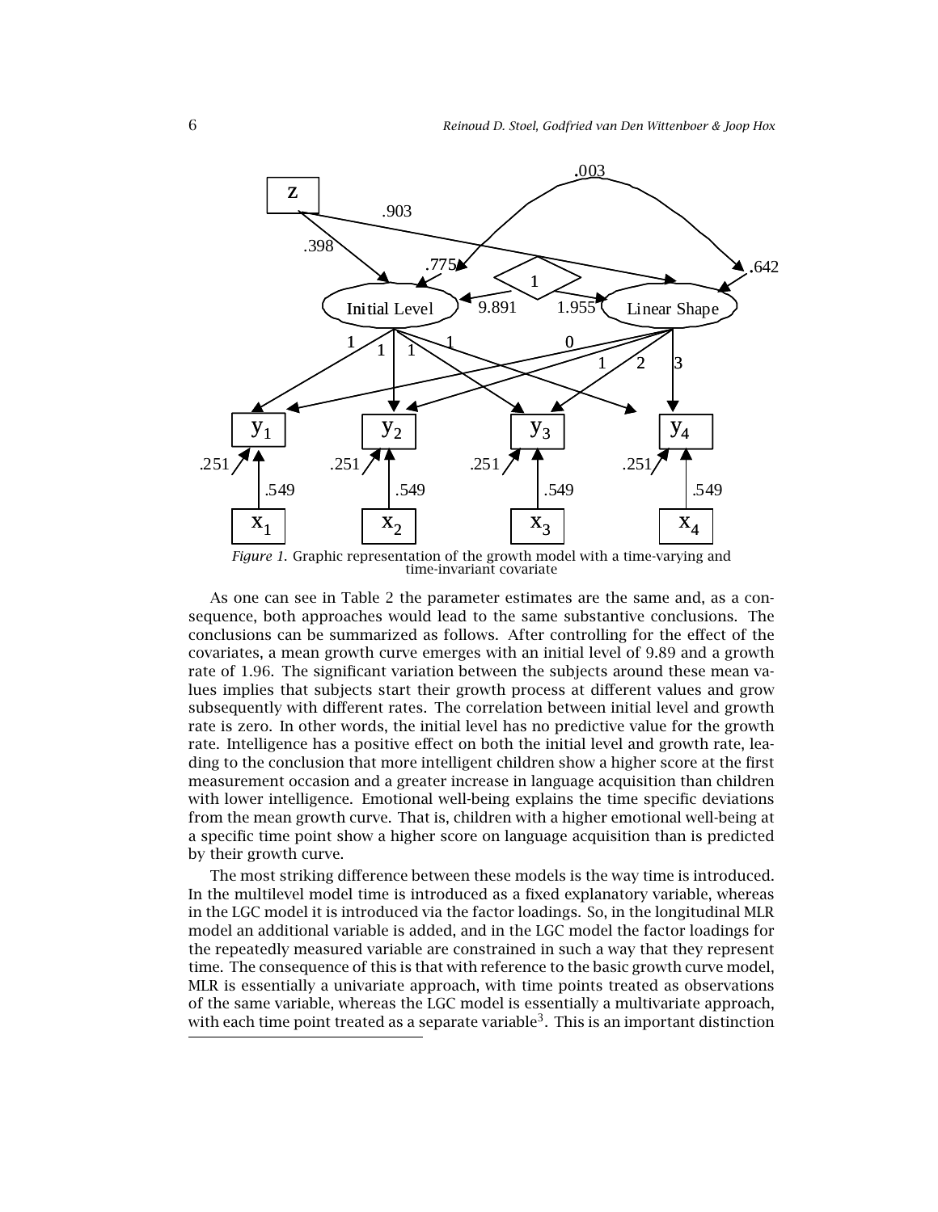*Figure 1.* Graphic representation of the growth model with a time-varying and time-invariant covariate

As one can see in Table 2 the parameter estimates are the same and, as a consequence, both approaches would lead to the same substantive conclusions. The conclusions can be summarized as follows. After controlling for the effect of the covariates, a mean growth curve emerges with an initial level of 9.89 and a growth rate of 1.96. The significant variation between the subjects around these mean values implies that subjects start their growth process at different values and grow subsequently with different rates. The correlation between initial level and growth rate is zero. In other words, the initial level has no predictive value for the growth rate. Intelligence has a positive effect on both the initial level and growth rate, leading to the conclusion that more intelligent children show a higher score at the first measurement occasion and a greater increase in language acquisition than children with lower intelligence. Emotional well-being explains the time specific deviations from the mean growth curve. That is, children with a higher emotional well-being at a specific time point show a higher score on language acquisition than is predicted by their growth curve.

The most striking difference between these models is the way time is introduced. In the multilevel model time is introduced as a fixed explanatory variable, whereas in the LGC model it is introduced via the factor loadings. So, in the longitudinal MLR model an additional variable is added, and in the LGC model the factor loadings for the repeatedly measured variable are constrained in such a way that they represent time. The consequence of this is that with reference to the basic growth curve model, MLR is essentially a univariate approach, with time points treated as observations of the same variable, whereas the LGC model is essentially a multivariate approach, with each time point treated as a separate variable[3]. This is an important distinction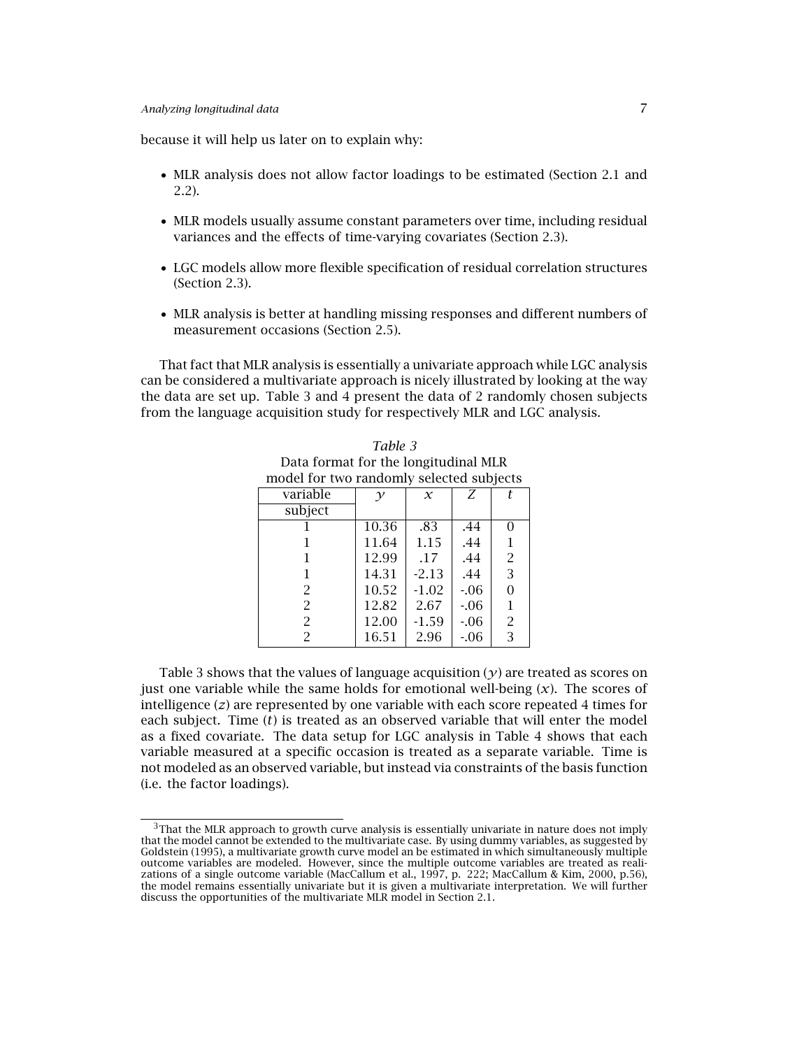because it will help us later on to explain why:

- MLR analysis does not allow factor loadings to be estimated (Section 2.1 and 2.2).
- MLR models usually assume constant parameters over time, including residual variances and the effects of time-varying covariates (Section 2.3).
- LGC models allow more flexible specification of residual correlation structures (Section 2.3).
- MLR analysis is better at handling missing responses and different numbers of measurement occasions (Section 2.5).

That fact that MLR analysis is essentially a univariate approach while LGC analysis can be considered a multivariate approach is nicely illustrated by looking at the way the data are set up. Table 3 and 4 present the data of 2 randomly chosen subjects from the language acquisition study for respectively MLR and LGC analysis.

*Table 3*
Data format for the longitudinal MLR model for two randomly selected subjects

| variable / subject | $y$ | $x$ | $Z$ | $t$ |
|---|---|---|---|---|
| 1 | 10.36 | .83 | .44 | 0 |
| 1 | 11.64 | 1.15 | .44 | 1 |
| 1 | 12.99 | .17 | .44 | 2 |
| 1 | 14.31 | -2.13 | .44 | 3 |
| 2 | 10.52 | -1.02 | -.06 | 0 |
| 2 | 12.82 | 2.67 | -.06 | 1 |
| 2 | 12.00 | -1.59 | -.06 | 2 |
| 2 | 16.51 | 2.96 | -.06 | 3 |

Table 3 shows that the values of language acquisition ($y$) are treated as scores on just one variable while the same holds for emotional well-being ($x$). The scores of intelligence ($z$) are represented by one variable with each score repeated 4 times for each subject. Time ($t$) is treated as an observed variable that will enter the model as a fixed covariate. The data setup for LGC analysis in Table 4 shows that each variable measured at a specific occasion is treated as a separate variable. Time is not modeled as an observed variable, but instead via constraints of the basis function (i.e. the factor loadings).

[3] That the MLR approach to growth curve analysis is essentially univariate in nature does not imply that the model cannot be extended to the multivariate case. By using dummy variables, as suggested by Goldstein (1995), a multivariate growth curve model an be estimated in which simultaneously multiple outcome variables are modeled. However, since the multiple outcome variables are treated as realizations of a single outcome variable (MacCallum et al., 1997, p. 222; MacCallum & Kim, 2000, p.56), the model remains essentially univariate but it is given a multivariate interpretation. We will further discuss the opportunities of the multivariate MLR model in Section 2.1.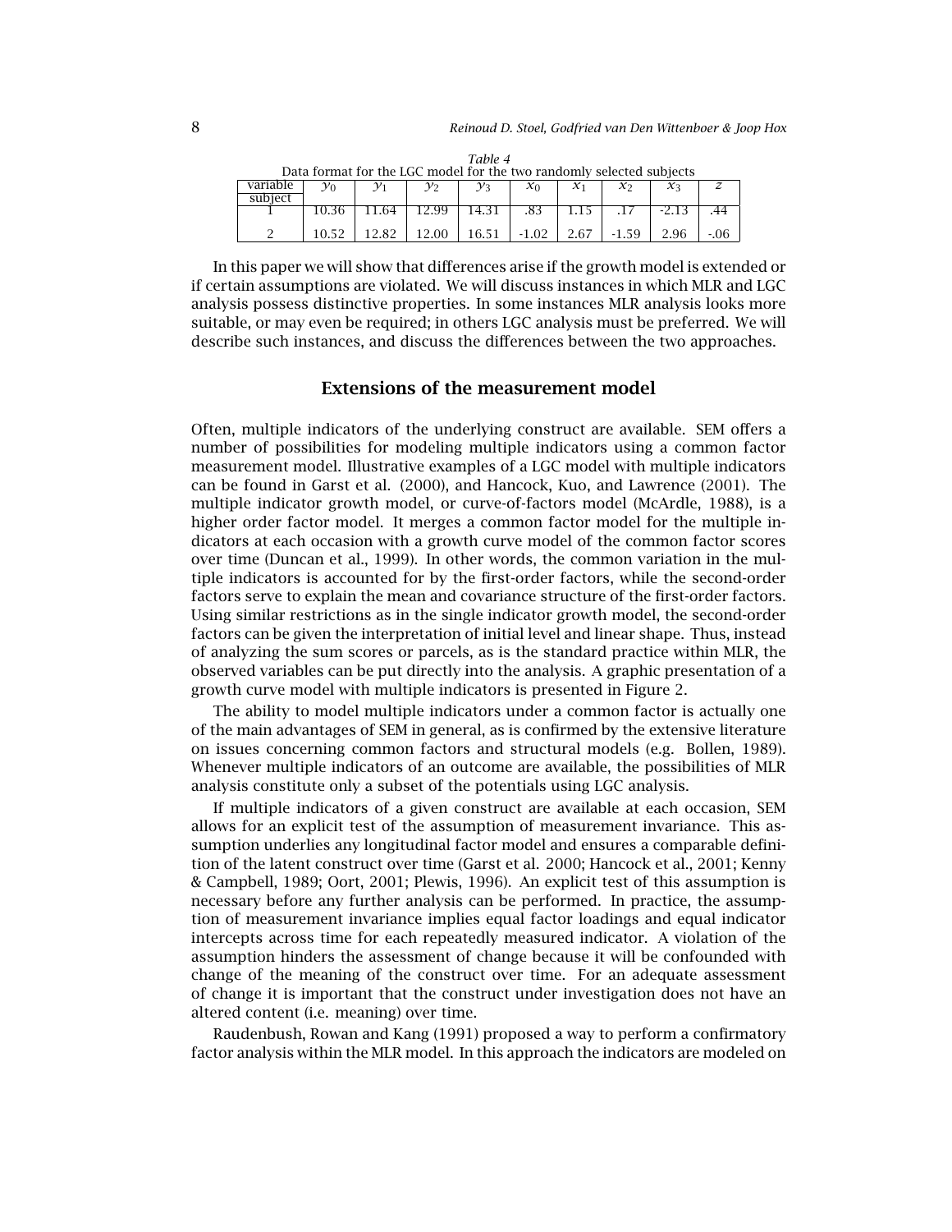*Table 4*
Data format for the LGC model for the two randomly selected subjects

| variable / subject | $y_0$ | $y_1$ | $y_2$ | $y_3$ | $x_0$ | $x_1$ | $x_2$ | $x_3$ | $z$ |
|---|---|---|---|---|---|---|---|---|---|
| 1 | 10.36 | 11.64 | 12.99 | 14.31 | .83 | 1.15 | .17 | -2.13 | .44 |
| 2 | 10.52 | 12.82 | 12.00 | 16.51 | -1.02 | 2.67 | -1.59 | 2.96 | -.06 |

In this paper we will show that differences arise if the growth model is extended or if certain assumptions are violated. We will discuss instances in which MLR and LGC analysis possess distinctive properties. In some instances MLR analysis looks more suitable, or may even be required; in others LGC analysis must be preferred. We will describe such instances, and discuss the differences between the two approaches.

## Extensions of the measurement model

Often, multiple indicators of the underlying construct are available. SEM offers a number of possibilities for modeling multiple indicators using a common factor measurement model. Illustrative examples of a LGC model with multiple indicators can be found in Garst et al. (2000), and Hancock, Kuo, and Lawrence (2001). The multiple indicator growth model, or curve-of-factors model (McArdle, 1988), is a higher order factor model. It merges a common factor model for the multiple indicators at each occasion with a growth curve model of the common factor scores over time (Duncan et al., 1999). In other words, the common variation in the multiple indicators is accounted for by the first-order factors, while the second-order factors serve to explain the mean and covariance structure of the first-order factors. Using similar restrictions as in the single indicator growth model, the second-order factors can be given the interpretation of initial level and linear shape. Thus, instead of analyzing the sum scores or parcels, as is the standard practice within MLR, the observed variables can be put directly into the analysis. A graphic presentation of a growth curve model with multiple indicators is presented in Figure 2.

The ability to model multiple indicators under a common factor is actually one of the main advantages of SEM in general, as is confirmed by the extensive literature on issues concerning common factors and structural models (e.g. Bollen, 1989). Whenever multiple indicators of an outcome are available, the possibilities of MLR analysis constitute only a subset of the potentials using LGC analysis.

If multiple indicators of a given construct are available at each occasion, SEM allows for an explicit test of the assumption of measurement invariance. This assumption underlies any longitudinal factor model and ensures a comparable definition of the latent construct over time (Garst et al. 2000; Hancock et al., 2001; Kenny & Campbell, 1989; Oort, 2001; Plewis, 1996). An explicit test of this assumption is necessary before any further analysis can be performed. In practice, the assumption of measurement invariance implies equal factor loadings and equal indicator intercepts across time for each repeatedly measured indicator. A violation of the assumption hinders the assessment of change because it will be confounded with change of the meaning of the construct over time. For an adequate assessment of change it is important that the construct under investigation does not have an altered content (i.e. meaning) over time.

Raudenbush, Rowan and Kang (1991) proposed a way to perform a confirmatory factor analysis within the MLR model. In this approach the indicators are modeled on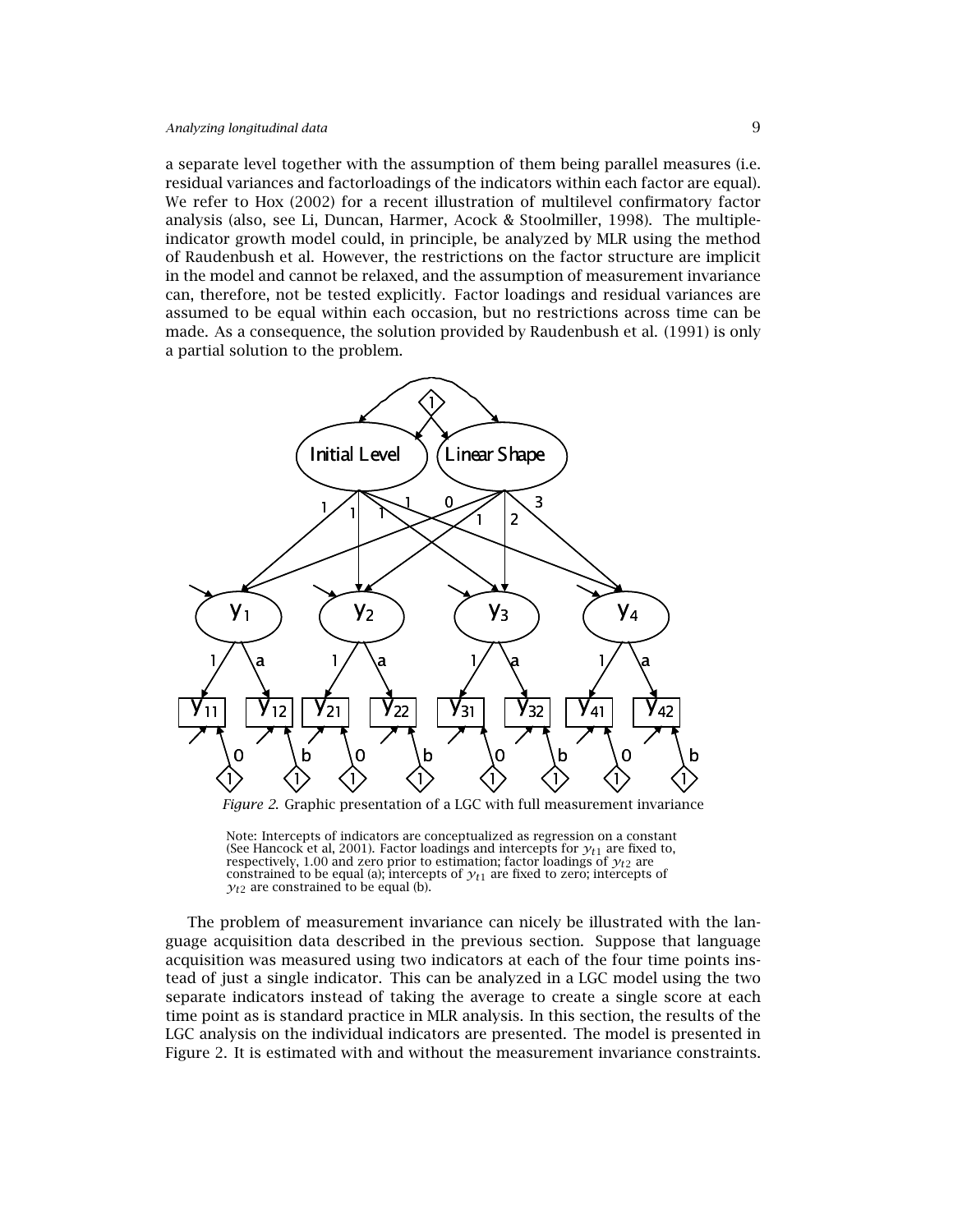a separate level together with the assumption of them being parallel measures (i.e. residual variances and factorloadings of the indicators within each factor are equal). We refer to Hox (2002) for a recent illustration of multilevel confirmatory factor analysis (also, see Li, Duncan, Harmer, Acock & Stoolmiller, 1998). The multiple-indicator growth model could, in principle, be analyzed by MLR using the method of Raudenbush et al. However, the restrictions on the factor structure are implicit in the model and cannot be relaxed, and the assumption of measurement invariance can, therefore, not be tested explicitly. Factor loadings and residual variances are assumed to be equal within each occasion, but no restrictions across time can be made. As a consequence, the solution provided by Raudenbush et al. (1991) is only a partial solution to the problem.

*Figure 2.* Graphic presentation of a LGC with full measurement invariance

Note: Intercepts of indicators are conceptualized as regression on a constant (See Hancock et al, 2001). Factor loadings and intercepts for $y_{t1}$ are fixed to, respectively, 1.00 and zero prior to estimation; factor loadings of $y_{t2}$ are constrained to be equal (a); intercepts of $y_{t1}$ are fixed to zero; intercepts of $y_{t2}$ are constrained to be equal (b).

The problem of measurement invariance can nicely be illustrated with the language acquisition data described in the previous section. Suppose that language acquisition was measured using two indicators at each of the four time points instead of just a single indicator. This can be analyzed in a LGC model using the two separate indicators instead of taking the average to create a single score at each time point as is standard practice in MLR analysis. In this section, the results of the LGC analysis on the individual indicators are presented. The model is presented in Figure 2. It is estimated with and without the measurement invariance constraints.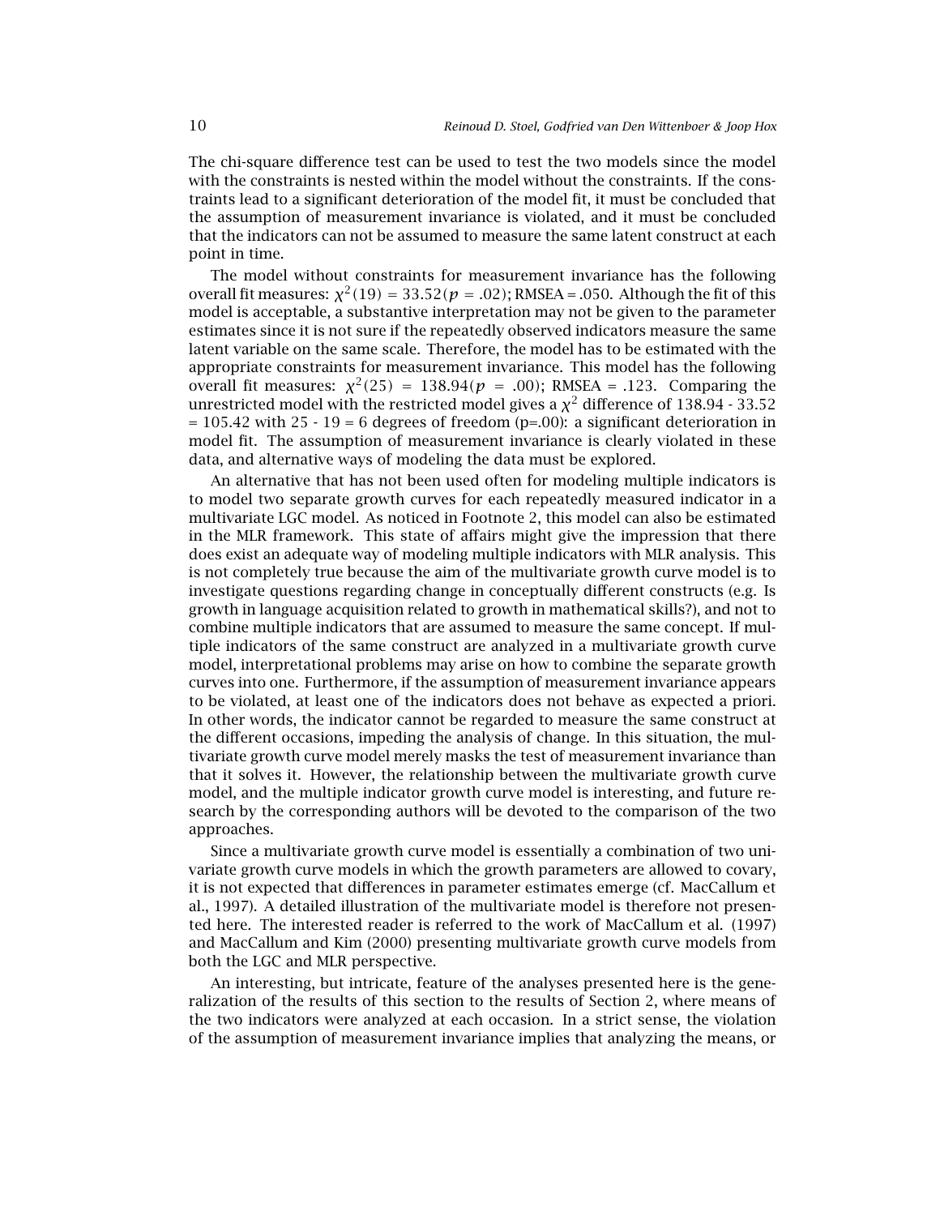The chi-square difference test can be used to test the two models since the model with the constraints is nested within the model without the constraints. If the constraints lead to a significant deterioration of the model fit, it must be concluded that the assumption of measurement invariance is violated, and it must be concluded that the indicators can not be assumed to measure the same latent construct at each point in time.

The model without constraints for measurement invariance has the following overall fit measures: $\chi^2(19) = 33.52 (p = .02)$; RMSEA = .050. Although the fit of this model is acceptable, a substantive interpretation may not be given to the parameter estimates since it is not sure if the repeatedly observed indicators measure the same latent variable on the same scale. Therefore, the model has to be estimated with the appropriate constraints for measurement invariance. This model has the following overall fit measures: $\chi^2(25) = 138.94 (p = .00)$; RMSEA = .123. Comparing the unrestricted model with the restricted model gives a $\chi^2$ difference of 138.94 - 33.52 = 105.42 with 25 - 19 = 6 degrees of freedom (p=.00): a significant deterioration in model fit. The assumption of measurement invariance is clearly violated in these data, and alternative ways of modeling the data must be explored.

An alternative that has not been used often for modeling multiple indicators is to model two separate growth curves for each repeatedly measured indicator in a multivariate LGC model. As noticed in Footnote 2, this model can also be estimated in the MLR framework. This state of affairs might give the impression that there does exist an adequate way of modeling multiple indicators with MLR analysis. This is not completely true because the aim of the multivariate growth curve model is to investigate questions regarding change in conceptually different constructs (e.g. Is growth in language acquisition related to growth in mathematical skills?), and not to combine multiple indicators that are assumed to measure the same concept. If multiple indicators of the same construct are analyzed in a multivariate growth curve model, interpretational problems may arise on how to combine the separate growth curves into one. Furthermore, if the assumption of measurement invariance appears to be violated, at least one of the indicators does not behave as expected a priori. In other words, the indicator cannot be regarded to measure the same construct at the different occasions, impeding the analysis of change. In this situation, the multivariate growth curve model merely masks the test of measurement invariance than that it solves it. However, the relationship between the multivariate growth curve model, and the multiple indicator growth curve model is interesting, and future research by the corresponding authors will be devoted to the comparison of the two approaches.

Since a multivariate growth curve model is essentially a combination of two univariate growth curve models in which the growth parameters are allowed to covary, it is not expected that differences in parameter estimates emerge (cf. MacCallum et al., 1997). A detailed illustration of the multivariate model is therefore not presented here. The interested reader is referred to the work of MacCallum et al. (1997) and MacCallum and Kim (2000) presenting multivariate growth curve models from both the LGC and MLR perspective.

An interesting, but intricate, feature of the analyses presented here is the generalization of the results of this section to the results of Section 2, where means of the two indicators were analyzed at each occasion. In a strict sense, the violation of the assumption of measurement invariance implies that analyzing the means, or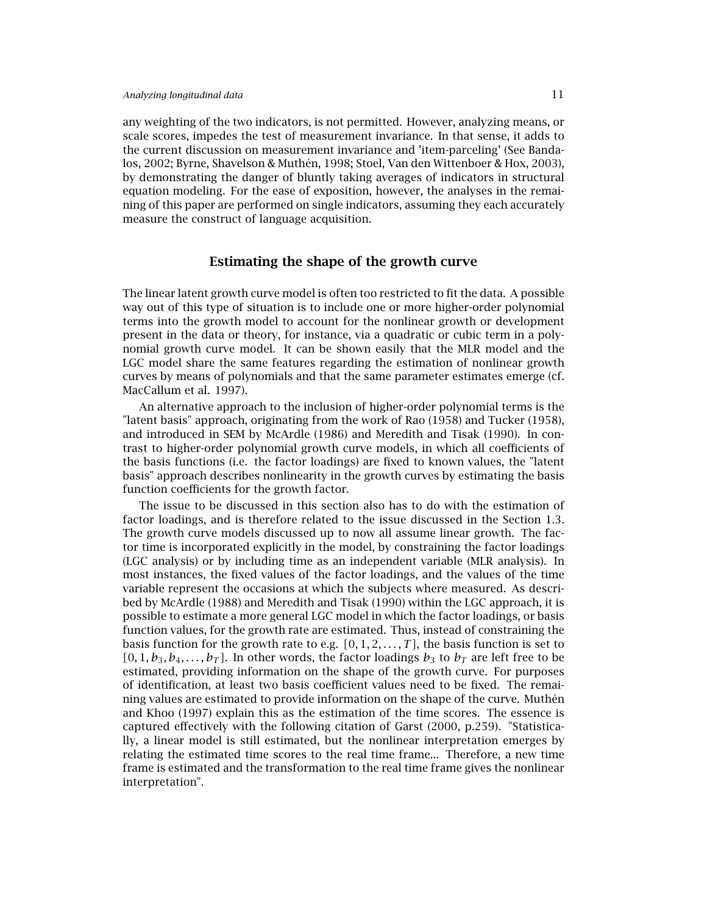any weighting of the two indicators, is not permitted. However, analyzing means, or scale scores, impedes the test of measurement invariance. In that sense, it adds to the current discussion on measurement invariance and 'item-parceling' (See Bandalos, 2002; Byrne, Shavelson & Muthén, 1998; Stoel, Van den Wittenboer & Hox, 2003), by demonstrating the danger of bluntly taking averages of indicators in structural equation modeling. For the ease of exposition, however, the analyses in the remaining of this paper are performed on single indicators, assuming they each accurately measure the construct of language acquisition.

## Estimating the shape of the growth curve

The linear latent growth curve model is often too restricted to fit the data. A possible way out of this type of situation is to include one or more higher-order polynomial terms into the growth model to account for the nonlinear growth or development present in the data or theory, for instance, via a quadratic or cubic term in a polynomial growth curve model. It can be shown easily that the MLR model and the LGC model share the same features regarding the estimation of nonlinear growth curves by means of polynomials and that the same parameter estimates emerge (cf. MacCallum et al. 1997).

An alternative approach to the inclusion of higher-order polynomial terms is the "latent basis" approach, originating from the work of Rao (1958) and Tucker (1958), and introduced in SEM by McArdle (1986) and Meredith and Tisak (1990). In contrast to higher-order polynomial growth curve models, in which all coefficients of the basis functions (i.e. the factor loadings) are fixed to known values, the "latent basis" approach describes nonlinearity in the growth curves by estimating the basis function coefficients for the growth factor.

The issue to be discussed in this section also has to do with the estimation of factor loadings, and is therefore related to the issue discussed in the Section 1.3. The growth curve models discussed up to now all assume linear growth. The factor time is incorporated explicitly in the model, by constraining the factor loadings (LGC analysis) or by including time as an independent variable (MLR analysis). In most instances, the fixed values of the factor loadings, and the values of the time variable represent the occasions at which the subjects where measured. As described by McArdle (1988) and Meredith and Tisak (1990) within the LGC approach, it is possible to estimate a more general LGC model in which the factor loadings, or basis function values, for the growth rate are estimated. Thus, instead of constraining the basis function for the growth rate to e.g. $[0, 1, 2, \ldots, T]$, the basis function is set to $[0, 1, b_3, b_4, \ldots, b_T]$. In other words, the factor loadings $b_3$ to $b_T$ are left free to be estimated, providing information on the shape of the growth curve. For purposes of identification, at least two basis coefficient values need to be fixed. The remaining values are estimated to provide information on the shape of the curve. Muthén and Khoo (1997) explain this as the estimation of the time scores. The essence is captured effectively with the following citation of Garst (2000, p.259). "Statistically, a linear model is still estimated, but the nonlinear interpretation emerges by relating the estimated time scores to the real time frame... Therefore, a new time frame is estimated and the transformation to the real time frame gives the nonlinear interpretation".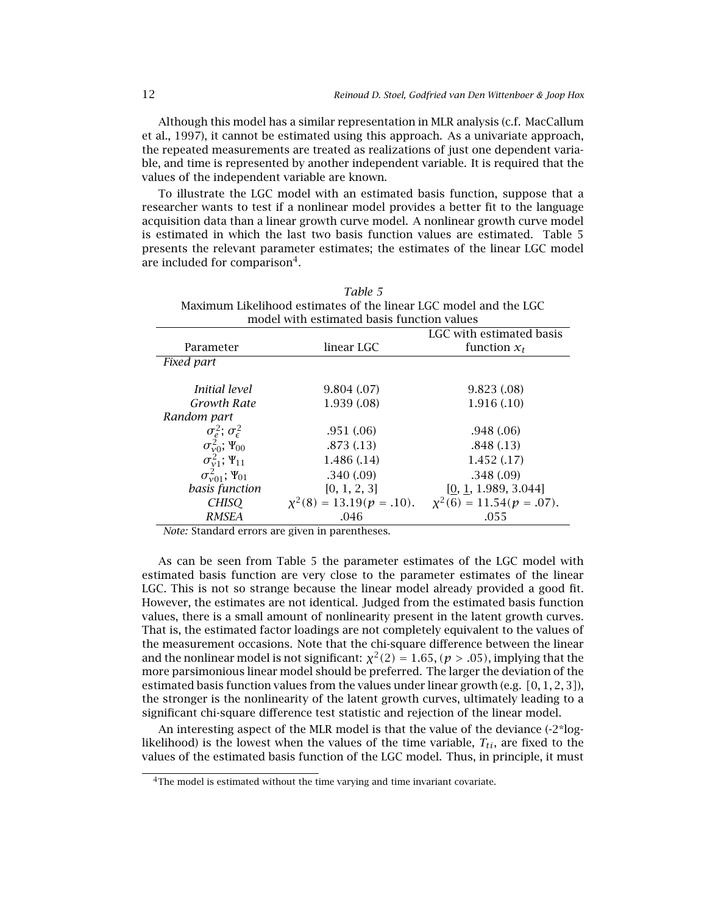Although this model has a similar representation in MLR analysis (c.f. MacCallum et al., 1997), it cannot be estimated using this approach. As a univariate approach, the repeated measurements are treated as realizations of just one dependent variable, and time is represented by another independent variable. It is required that the values of the independent variable are known.

To illustrate the LGC model with an estimated basis function, suppose that a researcher wants to test if a nonlinear model provides a better fit to the language acquisition data than a linear growth curve model. A nonlinear growth curve model is estimated in which the last two basis function values are estimated. Table 5 presents the relevant parameter estimates; the estimates of the linear LGC model are included for comparison[4].

*Table 5*
Maximum Likelihood estimates of the linear LGC model and the LGC model with estimated basis function values

| Parameter | linear LGC | LGC with estimated basis function $x_t$ |
|---|---|---|
| *Fixed part* | | |
| *Initial level* | 9.804 (.07) | 9.823 (.08) |
| *Growth Rate* | 1.939 (.08) | 1.916 (.10) |
| *Random part* | | |
| $\sigma_e^2$; $\sigma_\epsilon^2$ | .951 (.06) | .948 (.06) |
| $\sigma_{v0}^2$; $\Psi_{00}$ | .873 (.13) | .848 (.13) |
| $\sigma_{v1}^2$; $\Psi_{11}$ | 1.486 (.14) | 1.452 (.17) |
| $\sigma_{v01}^2$; $\Psi_{01}$ | .340 (.09) | .348 (.09) |
| *basis function* | [0, 1, 2, 3] | [$\underline{0}$, $\underline{1}$, 1.989, 3.044] |
| *CHISQ* | $\chi^2(8) = 13.19 (p = .10)$. | $\chi^2(6) = 11.54 (p = .07)$. |
| *RMSEA* | .046 | .055 |

*Note:* Standard errors are given in parentheses.

As can be seen from Table 5 the parameter estimates of the LGC model with estimated basis function are very close to the parameter estimates of the linear LGC. This is not so strange because the linear model already provided a good fit. However, the estimates are not identical. Judged from the estimated basis function values, there is a small amount of nonlinearity present in the latent growth curves. That is, the estimated factor loadings are not completely equivalent to the values of the measurement occasions. Note that the chi-square difference between the linear and the nonlinear model is not significant: $\chi^2(2) = 1.65, (p > .05)$, implying that the more parsimonious linear model should be preferred. The larger the deviation of the estimated basis function values from the values under linear growth (e.g. $[0, 1, 2, 3]$), the stronger is the nonlinearity of the latent growth curves, ultimately leading to a significant chi-square difference test statistic and rejection of the linear model.

An interesting aspect of the MLR model is that the value of the deviance (-2*log-likelihood) is the lowest when the values of the time variable, $T_{ti}$, are fixed to the values of the estimated basis function of the LGC model. Thus, in principle, it must

[4]The model is estimated without the time varying and time invariant covariate.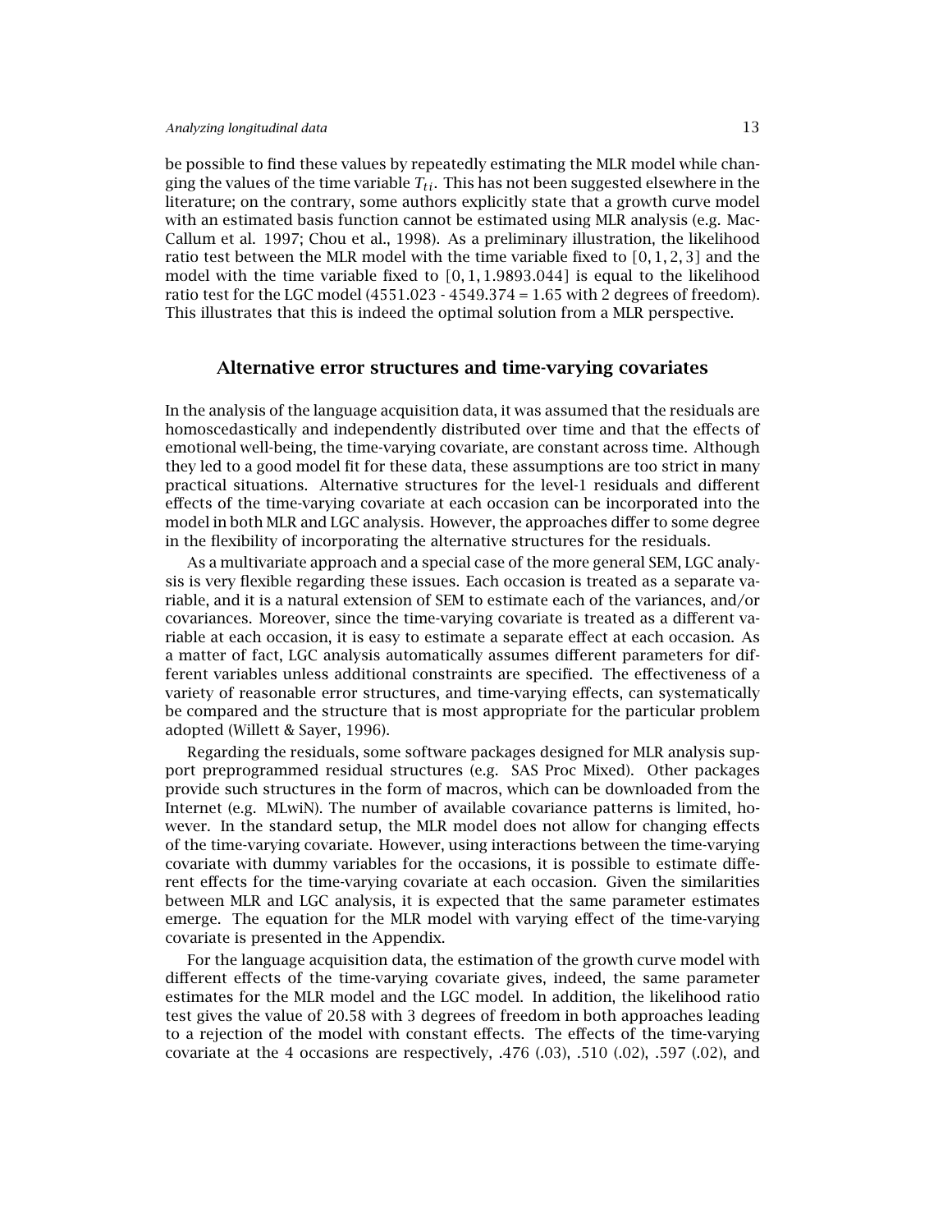be possible to find these values by repeatedly estimating the MLR model while changing the values of the time variable $T_{ti}$. This has not been suggested elsewhere in the literature; on the contrary, some authors explicitly state that a growth curve model with an estimated basis function cannot be estimated using MLR analysis (e.g. MacCallum et al. 1997; Chou et al., 1998). As a preliminary illustration, the likelihood ratio test between the MLR model with the time variable fixed to $[0, 1, 2, 3]$ and the model with the time variable fixed to $[0, 1, 1.9893.044]$ is equal to the likelihood ratio test for the LGC model (4551.023 - 4549.374 = 1.65 with 2 degrees of freedom). This illustrates that this is indeed the optimal solution from a MLR perspective.

## Alternative error structures and time-varying covariates

In the analysis of the language acquisition data, it was assumed that the residuals are homoscedastically and independently distributed over time and that the effects of emotional well-being, the time-varying covariate, are constant across time. Although they led to a good model fit for these data, these assumptions are too strict in many practical situations. Alternative structures for the level-1 residuals and different effects of the time-varying covariate at each occasion can be incorporated into the model in both MLR and LGC analysis. However, the approaches differ to some degree in the flexibility of incorporating the alternative structures for the residuals.

As a multivariate approach and a special case of the more general SEM, LGC analysis is very flexible regarding these issues. Each occasion is treated as a separate variable, and it is a natural extension of SEM to estimate each of the variances, and/or covariances. Moreover, since the time-varying covariate is treated as a different variable at each occasion, it is easy to estimate a separate effect at each occasion. As a matter of fact, LGC analysis automatically assumes different parameters for different variables unless additional constraints are specified. The effectiveness of a variety of reasonable error structures, and time-varying effects, can systematically be compared and the structure that is most appropriate for the particular problem adopted (Willett & Sayer, 1996).

Regarding the residuals, some software packages designed for MLR analysis support preprogrammed residual structures (e.g. SAS Proc Mixed). Other packages provide such structures in the form of macros, which can be downloaded from the Internet (e.g. MLwiN). The number of available covariance patterns is limited, however. In the standard setup, the MLR model does not allow for changing effects of the time-varying covariate. However, using interactions between the time-varying covariate with dummy variables for the occasions, it is possible to estimate different effects for the time-varying covariate at each occasion. Given the similarities between MLR and LGC analysis, it is expected that the same parameter estimates emerge. The equation for the MLR model with varying effect of the time-varying covariate is presented in the Appendix.

For the language acquisition data, the estimation of the growth curve model with different effects of the time-varying covariate gives, indeed, the same parameter estimates for the MLR model and the LGC model. In addition, the likelihood ratio test gives the value of 20.58 with 3 degrees of freedom in both approaches leading to a rejection of the model with constant effects. The effects of the time-varying covariate at the 4 occasions are respectively, .476 (.03), .510 (.02), .597 (.02), and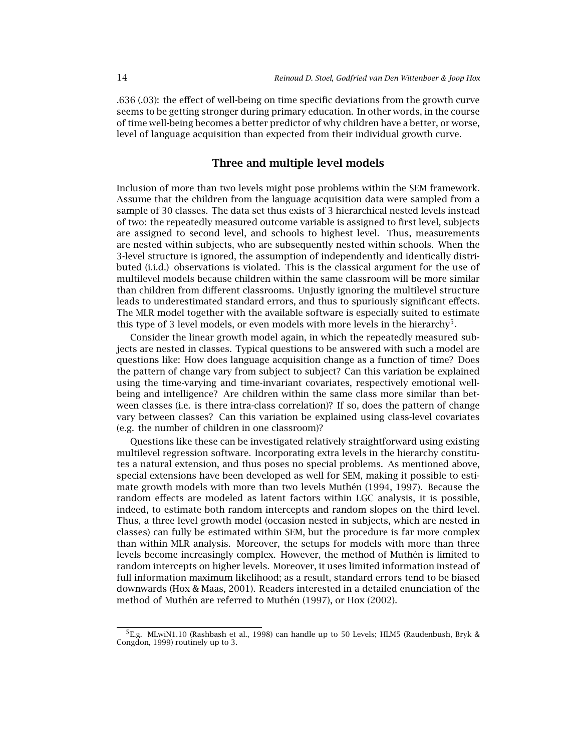.636 (.03): the effect of well-being on time specific deviations from the growth curve seems to be getting stronger during primary education. In other words, in the course of time well-being becomes a better predictor of why children have a better, or worse, level of language acquisition than expected from their individual growth curve.

## Three and multiple level models

Inclusion of more than two levels might pose problems within the SEM framework. Assume that the children from the language acquisition data were sampled from a sample of 30 classes. The data set thus exists of 3 hierarchical nested levels instead of two: the repeatedly measured outcome variable is assigned to first level, subjects are assigned to second level, and schools to highest level. Thus, measurements are nested within subjects, who are subsequently nested within schools. When the 3-level structure is ignored, the assumption of independently and identically distributed (i.i.d.) observations is violated. This is the classical argument for the use of multilevel models because children within the same classroom will be more similar than children from different classrooms. Unjustly ignoring the multilevel structure leads to underestimated standard errors, and thus to spuriously significant effects. The MLR model together with the available software is especially suited to estimate this type of 3 level models, or even models with more levels in the hierarchy[5].

Consider the linear growth model again, in which the repeatedly measured subjects are nested in classes. Typical questions to be answered with such a model are questions like: How does language acquisition change as a function of time? Does the pattern of change vary from subject to subject? Can this variation be explained using the time-varying and time-invariant covariates, respectively emotional well-being and intelligence? Are children within the same class more similar than between classes (i.e. is there intra-class correlation)? If so, does the pattern of change vary between classes? Can this variation be explained using class-level covariates (e.g. the number of children in one classroom)?

Questions like these can be investigated relatively straightforward using existing multilevel regression software. Incorporating extra levels in the hierarchy constitutes a natural extension, and thus poses no special problems. As mentioned above, special extensions have been developed as well for SEM, making it possible to estimate growth models with more than two levels Muthén (1994, 1997). Because the random effects are modeled as latent factors within LGC analysis, it is possible, indeed, to estimate both random intercepts and random slopes on the third level. Thus, a three level growth model (occasion nested in subjects, which are nested in classes) can fully be estimated within SEM, but the procedure is far more complex than within MLR analysis. Moreover, the setups for models with more than three levels become increasingly complex. However, the method of Muthén is limited to random intercepts on higher levels. Moreover, it uses limited information instead of full information maximum likelihood; as a result, standard errors tend to be biased downwards (Hox & Maas, 2001). Readers interested in a detailed enunciation of the method of Muthén are referred to Muthén (1997), or Hox (2002).

[5] E.g. MLwiN1.10 (Rashbash et al., 1998) can handle up to 50 Levels; HLM5 (Raudenbush, Bryk & Congdon, 1999) routinely up to 3.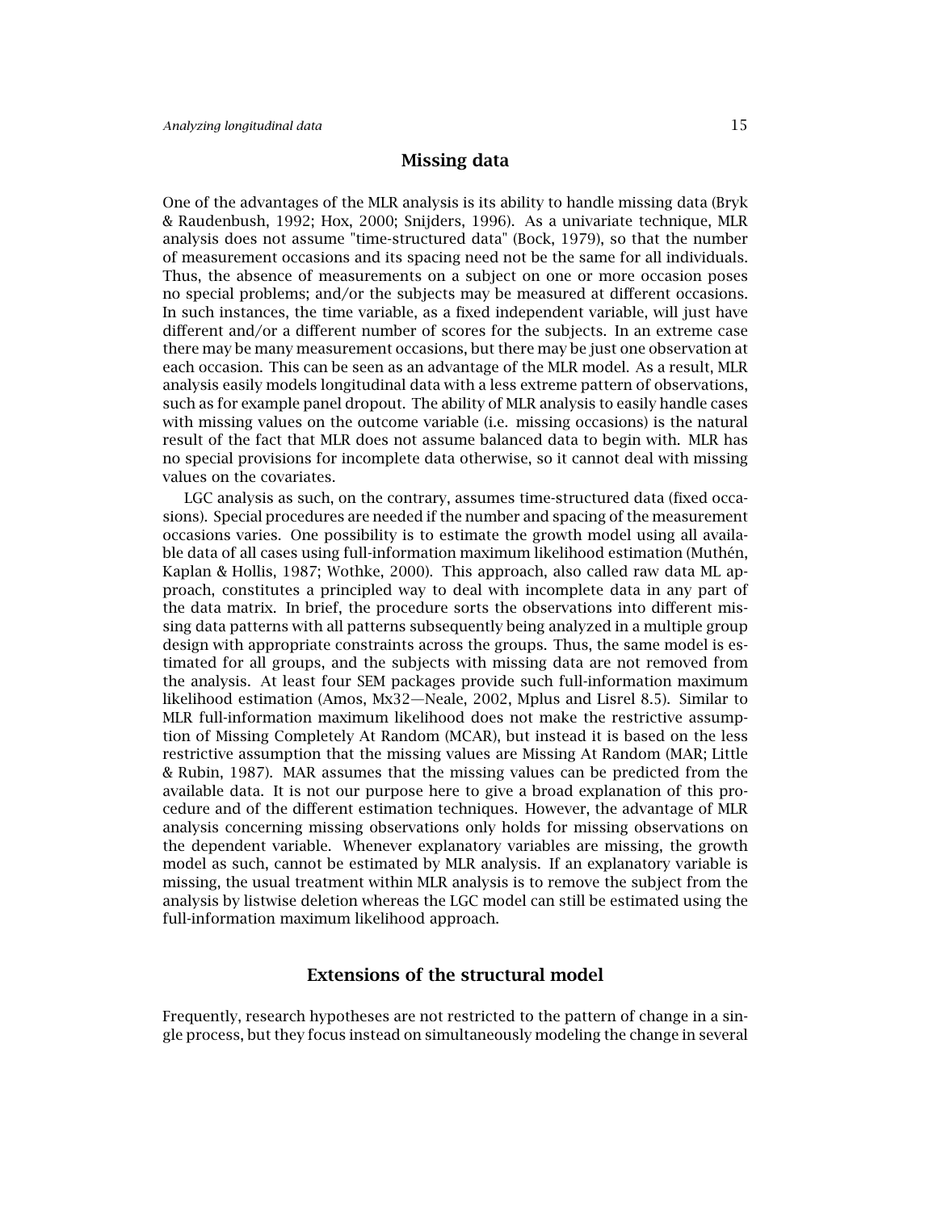## Missing data

One of the advantages of the MLR analysis is its ability to handle missing data (Bryk & Raudenbush, 1992; Hox, 2000; Snijders, 1996). As a univariate technique, MLR analysis does not assume "time-structured data" (Bock, 1979), so that the number of measurement occasions and its spacing need not be the same for all individuals. Thus, the absence of measurements on a subject on one or more occasion poses no special problems; and/or the subjects may be measured at different occasions. In such instances, the time variable, as a fixed independent variable, will just have different and/or a different number of scores for the subjects. In an extreme case there may be many measurement occasions, but there may be just one observation at each occasion. This can be seen as an advantage of the MLR model. As a result, MLR analysis easily models longitudinal data with a less extreme pattern of observations, such as for example panel dropout. The ability of MLR analysis to easily handle cases with missing values on the outcome variable (i.e. missing occasions) is the natural result of the fact that MLR does not assume balanced data to begin with. MLR has no special provisions for incomplete data otherwise, so it cannot deal with missing values on the covariates.

LGC analysis as such, on the contrary, assumes time-structured data (fixed occasions). Special procedures are needed if the number and spacing of the measurement occasions varies. One possibility is to estimate the growth model using all available data of all cases using full-information maximum likelihood estimation (Muthén, Kaplan & Hollis, 1987; Wothke, 2000). This approach, also called raw data ML approach, constitutes a principled way to deal with incomplete data in any part of the data matrix. In brief, the procedure sorts the observations into different missing data patterns with all patterns subsequently being analyzed in a multiple group design with appropriate constraints across the groups. Thus, the same model is estimated for all groups, and the subjects with missing data are not removed from the analysis. At least four SEM packages provide such full-information maximum likelihood estimation (Amos, Mx32—Neale, 2002, Mplus and Lisrel 8.5). Similar to MLR full-information maximum likelihood does not make the restrictive assumption of Missing Completely At Random (MCAR), but instead it is based on the less restrictive assumption that the missing values are Missing At Random (MAR; Little & Rubin, 1987). MAR assumes that the missing values can be predicted from the available data. It is not our purpose here to give a broad explanation of this procedure and of the different estimation techniques. However, the advantage of MLR analysis concerning missing observations only holds for missing observations on the dependent variable. Whenever explanatory variables are missing, the growth model as such, cannot be estimated by MLR analysis. If an explanatory variable is missing, the usual treatment within MLR analysis is to remove the subject from the analysis by listwise deletion whereas the LGC model can still be estimated using the full-information maximum likelihood approach.

## Extensions of the structural model

Frequently, research hypotheses are not restricted to the pattern of change in a single process, but they focus instead on simultaneously modeling the change in several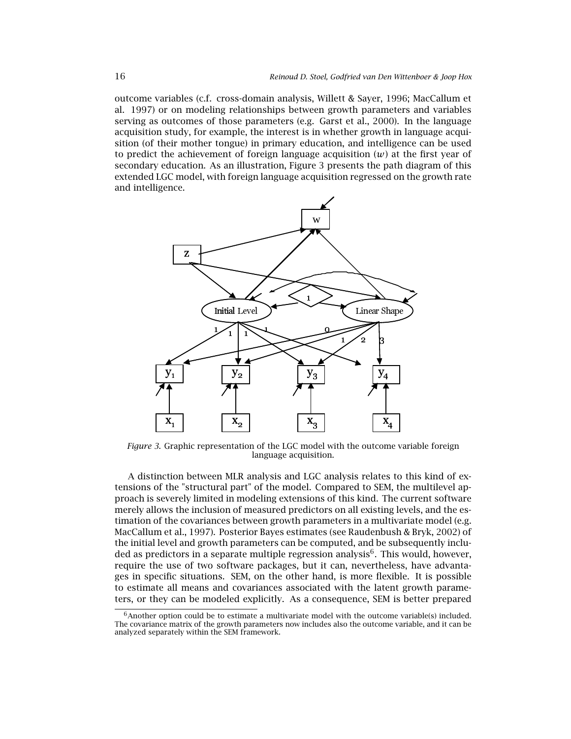outcome variables (c.f. cross-domain analysis, Willett & Sayer, 1996; MacCallum et al. 1997) or on modeling relationships between growth parameters and variables serving as outcomes of those parameters (e.g. Garst et al., 2000). In the language acquisition study, for example, the interest is in whether growth in language acquisition (of their mother tongue) in primary education, and intelligence can be used to predict the achievement of foreign language acquisition ($w$) at the first year of secondary education. As an illustration, Figure 3 presents the path diagram of this extended LGC model, with foreign language acquisition regressed on the growth rate and intelligence.

*Figure 3.* Graphic representation of the LGC model with the outcome variable foreign language acquisition.

A distinction between MLR analysis and LGC analysis relates to this kind of extensions of the "structural part" of the model. Compared to SEM, the multilevel approach is severely limited in modeling extensions of this kind. The current software merely allows the inclusion of measured predictors on all existing levels, and the estimation of the covariances between growth parameters in a multivariate model (e.g. MacCallum et al., 1997). Posterior Bayes estimates (see Raudenbush & Bryk, 2002) of the initial level and growth parameters can be computed, and be subsequently included as predictors in a separate multiple regression analysis[6]. This would, however, require the use of two software packages, but it can, nevertheless, have advantages in specific situations. SEM, on the other hand, is more flexible. It is possible to estimate all means and covariances associated with the latent growth parameters, or they can be modeled explicitly. As a consequence, SEM is better prepared

[6] Another option could be to estimate a multivariate model with the outcome variable(s) included. The covariance matrix of the growth parameters now includes also the outcome variable, and it can be analyzed separately within the SEM framework.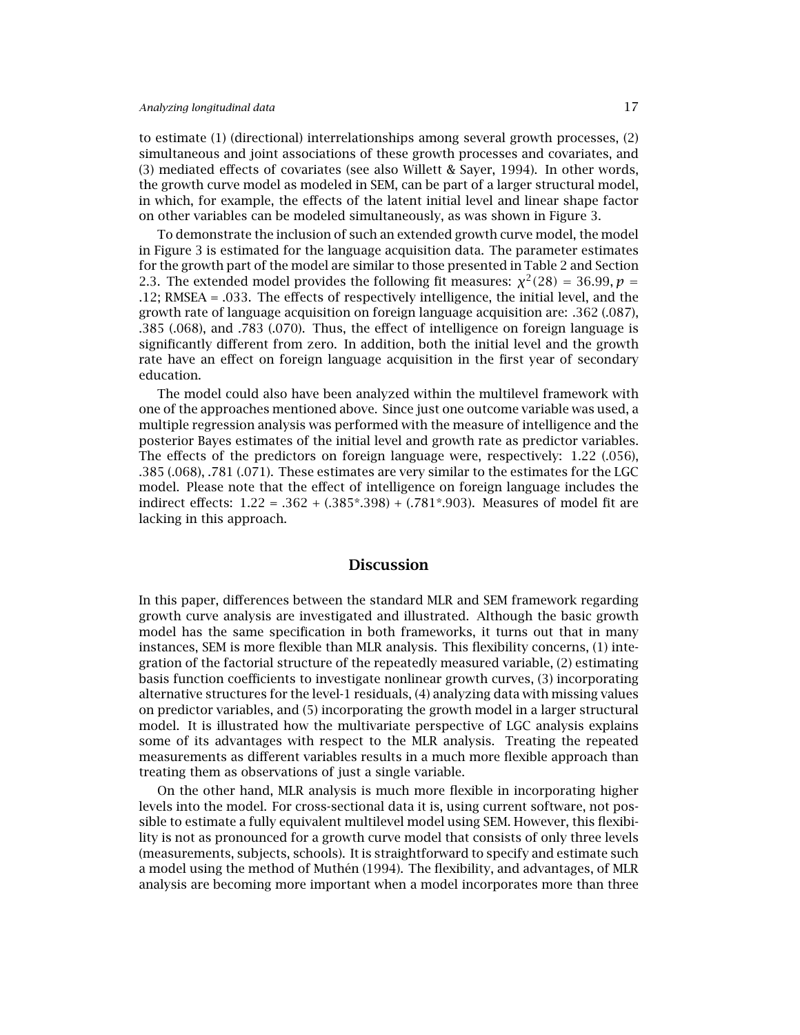to estimate (1) (directional) interrelationships among several growth processes, (2) simultaneous and joint associations of these growth processes and covariates, and (3) mediated effects of covariates (see also Willett & Sayer, 1994). In other words, the growth curve model as modeled in SEM, can be part of a larger structural model, in which, for example, the effects of the latent initial level and linear shape factor on other variables can be modeled simultaneously, as was shown in Figure 3.

To demonstrate the inclusion of such an extended growth curve model, the model in Figure 3 is estimated for the language acquisition data. The parameter estimates for the growth part of the model are similar to those presented in Table 2 and Section 2.3. The extended model provides the following fit measures: $\chi^2(28) = 36.99$, $p = .12$; RMSEA = .033. The effects of respectively intelligence, the initial level, and the growth rate of language acquisition on foreign language acquisition are: .362 (.087), .385 (.068), and .783 (.070). Thus, the effect of intelligence on foreign language is significantly different from zero. In addition, both the initial level and the growth rate have an effect on foreign language acquisition in the first year of secondary education.

The model could also have been analyzed within the multilevel framework with one of the approaches mentioned above. Since just one outcome variable was used, a multiple regression analysis was performed with the measure of intelligence and the posterior Bayes estimates of the initial level and growth rate as predictor variables. The effects of the predictors on foreign language were, respectively: 1.22 (.056), .385 (.068), .781 (.071). These estimates are very similar to the estimates for the LGC model. Please note that the effect of intelligence on foreign language includes the indirect effects: 1.22 = .362 + (.385*.398) + (.781*.903). Measures of model fit are lacking in this approach.

## Discussion

In this paper, differences between the standard MLR and SEM framework regarding growth curve analysis are investigated and illustrated. Although the basic growth model has the same specification in both frameworks, it turns out that in many instances, SEM is more flexible than MLR analysis. This flexibility concerns, (1) integration of the factorial structure of the repeatedly measured variable, (2) estimating basis function coefficients to investigate nonlinear growth curves, (3) incorporating alternative structures for the level-1 residuals, (4) analyzing data with missing values on predictor variables, and (5) incorporating the growth model in a larger structural model. It is illustrated how the multivariate perspective of LGC analysis explains some of its advantages with respect to the MLR analysis. Treating the repeated measurements as different variables results in a much more flexible approach than treating them as observations of just a single variable.

On the other hand, MLR analysis is much more flexible in incorporating higher levels into the model. For cross-sectional data it is, using current software, not possible to estimate a fully equivalent multilevel model using SEM. However, this flexibility is not as pronounced for a growth curve model that consists of only three levels (measurements, subjects, schools). It is straightforward to specify and estimate such a model using the method of Muthén (1994). The flexibility, and advantages, of MLR analysis are becoming more important when a model incorporates more than three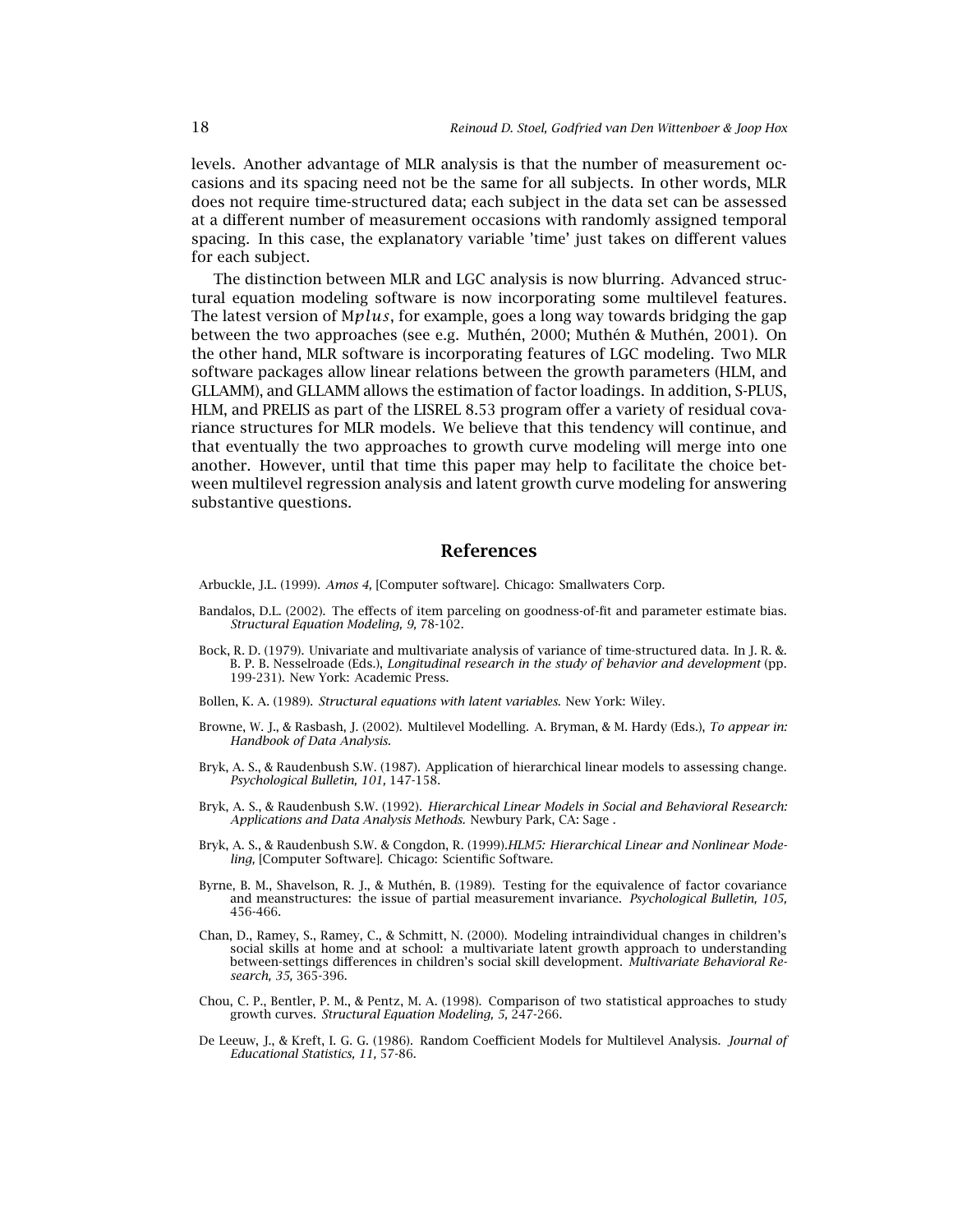levels. Another advantage of MLR analysis is that the number of measurement occasions and its spacing need not be the same for all subjects. In other words, MLR does not require time-structured data; each subject in the data set can be assessed at a different number of measurement occasions with randomly assigned temporal spacing. In this case, the explanatory variable 'time' just takes on different values for each subject.

The distinction between MLR and LGC analysis is now blurring. Advanced structural equation modeling software is now incorporating some multilevel features. The latest version of M*plus*, for example, goes a long way towards bridging the gap between the two approaches (see e.g. Muthén, 2000; Muthén & Muthén, 2001). On the other hand, MLR software is incorporating features of LGC modeling. Two MLR software packages allow linear relations between the growth parameters (HLM, and GLLAMM), and GLLAMM allows the estimation of factor loadings. In addition, S-PLUS, HLM, and PRELIS as part of the LISREL 8.53 program offer a variety of residual covariance structures for MLR models. We believe that this tendency will continue, and that eventually the two approaches to growth curve modeling will merge into one another. However, until that time this paper may help to facilitate the choice between multilevel regression analysis and latent growth curve modeling for answering substantive questions.

## References

Arbuckle, J.L. (1999). *Amos 4,* [Computer software]. Chicago: Smallwaters Corp.

Bandalos, D.L. (2002). The effects of item parceling on goodness-of-fit and parameter estimate bias. *Structural Equation Modeling, 9,* 78-102.

Bock, R. D. (1979). Univariate and multivariate analysis of variance of time-structured data. In J. R. &. B. P. B. Nesselroade (Eds.), *Longitudinal research in the study of behavior and development* (pp. 199-231). New York: Academic Press.

Bollen, K. A. (1989). *Structural equations with latent variables.* New York: Wiley.

Browne, W. J., & Rasbash, J. (2002). Multilevel Modelling. A. Bryman, & M. Hardy (Eds.), *To appear in: Handbook of Data Analysis.*

Bryk, A. S., & Raudenbush S.W. (1987). Application of hierarchical linear models to assessing change. *Psychological Bulletin, 101,* 147-158.

Bryk, A. S., & Raudenbush S.W. (1992). *Hierarchical Linear Models in Social and Behavioral Research: Applications and Data Analysis Methods.* Newbury Park, CA: Sage .

Bryk, A. S., & Raudenbush S.W. & Congdon, R. (1999).*HLM5: Hierarchical Linear and Nonlinear Modeling,* [Computer Software]. Chicago: Scientific Software.

Byrne, B. M., Shavelson, R. J., & Muthén, B. (1989). Testing for the equivalence of factor covariance and meanstructures: the issue of partial measurement invariance. *Psychological Bulletin, 105,* 456-466.

Chan, D., Ramey, S., Ramey, C., & Schmitt, N. (2000). Modeling intraindividual changes in children's social skills at home and at school: a multivariate latent growth approach to understanding between-settings differences in children's social skill development. *Multivariate Behavioral Research, 35,* 365-396.

Chou, C. P., Bentler, P. M., & Pentz, M. A. (1998). Comparison of two statistical approaches to study growth curves. *Structural Equation Modeling, 5,* 247-266.

De Leeuw, J., & Kreft, I. G. G. (1986). Random Coefficient Models for Multilevel Analysis. *Journal of Educational Statistics, 11,* 57-86.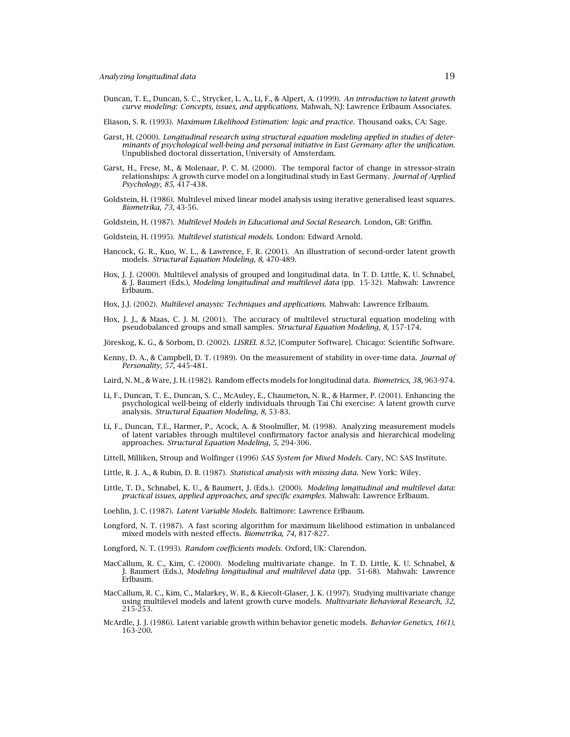Duncan, T. E., Duncan, S. C., Strycker, L. A., Li, F., & Alpert, A. (1999). *An introduction to latent growth curve modeling: Concepts, issues, and applications.* Mahwah, NJ: Lawrence Erlbaum Associates.

Eliason, S. R. (1993). *Maximum Likelihood Estimation: logic and practice.* Thousand oaks, CA: Sage.

Garst, H. (2000). *Longitudinal research using structural equation modeling applied in studies of determinants of psychological well-being and personal initiative in East Germany after the unification.* Unpublished doctoral dissertation, University of Amsterdam.

Garst, H., Frese, M., & Molenaar, P. C. M. (2000). The temporal factor of change in stressor-strain relationships: A growth curve model on a longitudinal study in East Germany. *Journal of Applied Psychology, 85,* 417-438.

Goldstein, H. (1986). Multilevel mixed linear model analysis using iterative generalised least squares. *Biometrika, 73,* 43-56.

Goldstein, H. (1987). *Multilevel Models in Educational and Social Research.* London, GB: Griffin.

Goldstein, H. (1995). *Multilevel statistical models.* London: Edward Arnold.

Hancock, G. R., Kuo, W. L., & Lawrence, F. R. (2001). An illustration of second-order latent growth models. *Structural Equation Modeling, 8,* 470-489.

Hox, J. J. (2000). Multilevel analysis of grouped and longitudinal data. In T. D. Little, K. U. Schnabel, & J. Baumert (Eds.), *Modeling longitudinal and multilevel data* (pp. 15-32). Mahwah: Lawrence Erlbaum.

Hox, J.J. (2002). *Multilevel anaysis: Techniques and applications.* Mahwah: Lawrence Erlbaum.

Hox, J. J., & Maas, C. J. M. (2001). The accuracy of multilevel structural equation modeling with pseudobalanced groups and small samples. *Structural Equation Modeling, 8,* 157-174.

Jöreskog, K. G., & Sörbom, D. (2002). *LISREL 8.52,* [Computer Software]. Chicago: Scientific Software.

Kenny, D. A., & Campbell, D. T. (1989). On the measurement of stability in over-time data. *Journal of Personality, 57,* 445-481.

Laird, N. M., & Ware, J. H. (1982). Random effects models for longitudinal data. *Biometrics, 38,* 963-974.

Li, F., Duncan, T. E., Duncan, S. C., McAuley, E., Chaumeton, N. R., & Harmer, P. (2001). Enhancing the psychological well-being of elderly individuals through Tai Chi exercise: A latent growth curve analysis. *Structural Equation Modeling, 8,* 53-83.

Li, F., Duncan, T.E., Harmer, P., Acock, A. & Stoolmiller, M. (1998). Analyzing measurement models of latent variables through multilevel confirmatory factor analysis and hierarchical modeling approaches. *Structural Equation Modeling, 5,* 294-306.

Littell, Milliken, Stroup and Wolfinger (1996) *SAS System for Mixed Models.* Cary, NC: SAS Institute.

Little, R. J. A., & Rubin, D. B. (1987). *Statistical analysis with missing data.* New York: Wiley.

Little, T. D., Schnabel, K. U., & Baumert, J. (Eds.). (2000). *Modeling longitudinal and multilevel data: practical issues, applied approaches, and specific examples.* Mahwah: Lawrence Erlbaum.

Loehlin, J. C. (1987). *Latent Variable Models.* Baltimore: Lawrence Erlbaum.

Longford, N. T. (1987). A fast scoring algorithm for maximum likelihood estimation in unbalanced mixed models with nested effects. *Biometrika, 74,* 817-827.

Longford, N. T. (1993). *Random coefficients models.* Oxford, UK: Clarendon.

MacCallum, R. C., Kim, C. (2000). Modeling multivariate change. In T. D. Little, K. U. Schnabel, & J. Baumert (Eds.), *Modeling longitudinal and multilevel data* (pp. 51-68). Mahwah: Lawrence Erlbaum.

MacCallum, R. C., Kim, C., Malarkey, W. B., & Kiecolt-Glaser, J. K. (1997). Studying multivariate change using multilevel models and latent growth curve models. *Multivariate Behavioral Research, 32,* 215-253.

McArdle, J. J. (1986). Latent variable growth within behavior genetic models. *Behavior Genetics, 16(1),* 163-200.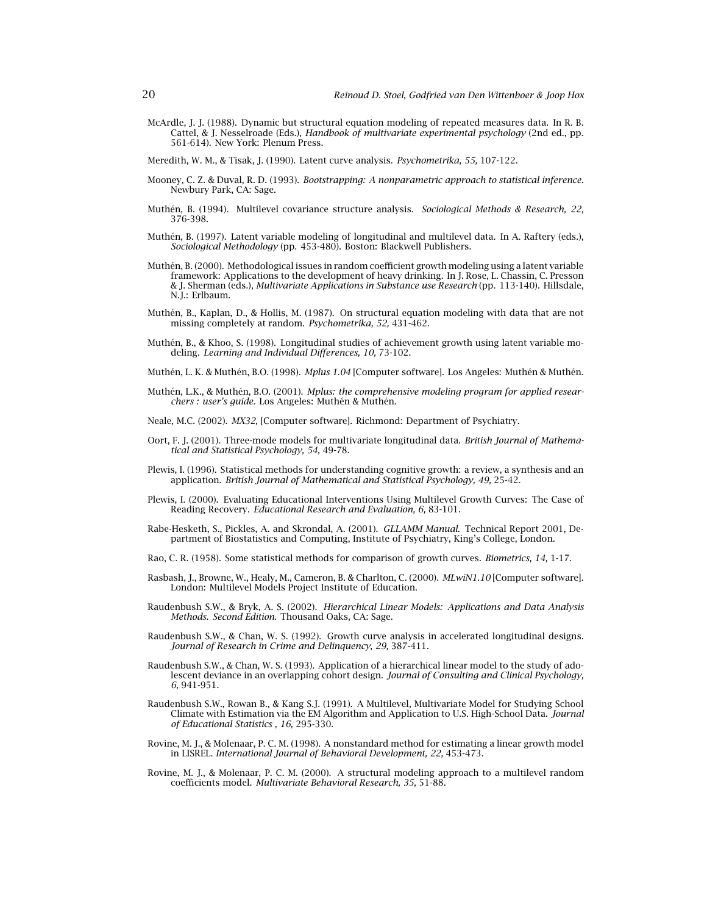McArdle, J. J. (1988). Dynamic but structural equation modeling of repeated measures data. In R. B. Cattel, & J. Nesselroade (Eds.), *Handbook of multivariate experimental psychology* (2nd ed., pp. 561-614). New York: Plenum Press.

Meredith, W. M., & Tisak, J. (1990). Latent curve analysis. *Psychometrika, 55,* 107-122.

Mooney, C. Z. & Duval, R. D. (1993). *Bootstrapping: A nonparametric approach to statistical inference.* Newbury Park, CA: Sage.

Muthén, B. (1994). Multilevel covariance structure analysis. *Sociological Methods & Research, 22,* 376-398.

Muthén, B. (1997). Latent variable modeling of longitudinal and multilevel data. In A. Raftery (eds.), *Sociological Methodology* (pp. 453-480). Boston: Blackwell Publishers.

Muthén, B. (2000). Methodological issues in random coefficient growth modeling using a latent variable framework: Applications to the development of heavy drinking. In J. Rose, L. Chassin, C. Presson & J. Sherman (eds.), *Multivariate Applications in Substance use Research* (pp. 113-140). Hillsdale, N.J.: Erlbaum.

Muthén, B., Kaplan, D., & Hollis, M. (1987). On structural equation modeling with data that are not missing completely at random. *Psychometrika, 52,* 431-462.

Muthén, B., & Khoo, S. (1998). Longitudinal studies of achievement growth using latent variable modeling. *Learning and Individual Differences, 10,* 73-102.

Muthén, L. K. & Muthén, B.O. (1998). *Mplus 1.04* [Computer software]. Los Angeles: Muthén & Muthén.

Muthén, L.K., & Muthén, B.O. (2001). *Mplus: the comprehensive modeling program for applied researchers : user's guide.* Los Angeles: Muthén & Muthén.

Neale, M.C. (2002). *MX32,* [Computer software]. Richmond: Department of Psychiatry.

Oort, F. J. (2001). Three-mode models for multivariate longitudinal data. *British Journal of Mathematical and Statistical Psychology, 54,* 49-78.

Plewis, I. (1996). Statistical methods for understanding cognitive growth: a review, a synthesis and an application. *British Journal of Mathematical and Statistical Psychology, 49,* 25-42.

Plewis, I. (2000). Evaluating Educational Interventions Using Multilevel Growth Curves: The Case of Reading Recovery. *Educational Research and Evaluation, 6,* 83-101.

Rabe-Hesketh, S., Pickles, A. and Skrondal, A. (2001). *GLLAMM Manual.* Technical Report 2001, Department of Biostatistics and Computing, Institute of Psychiatry, King's College, London.

Rao, C. R. (1958). Some statistical methods for comparison of growth curves. *Biometrics, 14,* 1-17.

Rasbash, J., Browne, W., Healy, M., Cameron, B. & Charlton, C. (2000). *MLwiN1.10* [Computer software]. London: Multilevel Models Project Institute of Education.

Raudenbush S.W., & Bryk, A. S. (2002). *Hierarchical Linear Models: Applications and Data Analysis Methods. Second Edition.* Thousand Oaks, CA: Sage.

Raudenbush S.W., & Chan, W. S. (1992). Growth curve analysis in accelerated longitudinal designs. *Journal of Research in Crime and Delinquency, 29,* 387-411.

Raudenbush S.W., & Chan, W. S. (1993). Application of a hierarchical linear model to the study of adolescent deviance in an overlapping cohort design. *Journal of Consulting and Clinical Psychology, 6,* 941-951.

Raudenbush S.W., Rowan B., & Kang S.J. (1991). A Multilevel, Multivariate Model for Studying School Climate with Estimation via the EM Algorithm and Application to U.S. High-School Data. *Journal of Educational Statistics , 16,* 295-330.

Rovine, M. J., & Molenaar, P. C. M. (1998). A nonstandard method for estimating a linear growth model in LISREL. *International Journal of Behavioral Development, 22,* 453-473.

Rovine, M. J., & Molenaar, P. C. M. (2000). A structural modeling approach to a multilevel random coefficients model. *Multivariate Behavioral Research, 35,* 51-88.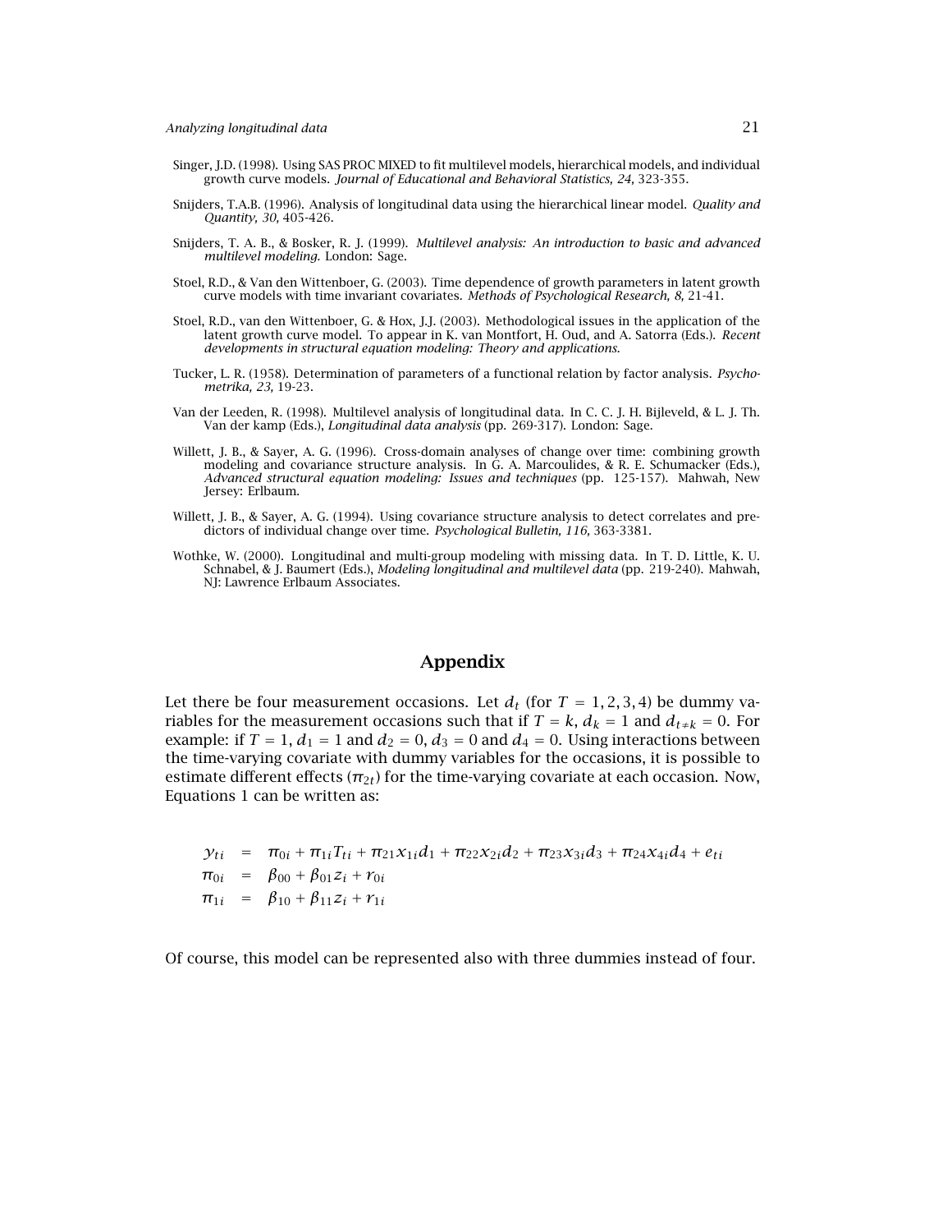Singer, J.D. (1998). Using SAS PROC MIXED to fit multilevel models, hierarchical models, and individual growth curve models. *Journal of Educational and Behavioral Statistics, 24,* 323-355.

Snijders, T.A.B. (1996). Analysis of longitudinal data using the hierarchical linear model. *Quality and Quantity, 30,* 405-426.

Snijders, T. A. B., & Bosker, R. J. (1999). *Multilevel analysis: An introduction to basic and advanced multilevel modeling.* London: Sage.

Stoel, R.D., & Van den Wittenboer, G. (2003). Time dependence of growth parameters in latent growth curve models with time invariant covariates. *Methods of Psychological Research, 8,* 21-41.

Stoel, R.D., van den Wittenboer, G. & Hox, J.J. (2003). Methodological issues in the application of the latent growth curve model. To appear in K. van Montfort, H. Oud, and A. Satorra (Eds.). *Recent developments in structural equation modeling: Theory and applications.*

Tucker, L. R. (1958). Determination of parameters of a functional relation by factor analysis. *Psychometrika, 23,* 19-23.

Van der Leeden, R. (1998). Multilevel analysis of longitudinal data. In C. C. J. H. Bijleveld, & L. J. Th. Van der kamp (Eds.), *Longitudinal data analysis* (pp. 269-317). London: Sage.

Willett, J. B., & Sayer, A. G. (1996). Cross-domain analyses of change over time: combining growth modeling and covariance structure analysis. In G. A. Marcoulides, & R. E. Schumacker (Eds.), *Advanced structural equation modeling: Issues and techniques* (pp. 125-157). Mahwah, New Jersey: Erlbaum.

Willett, J. B., & Sayer, A. G. (1994). Using covariance structure analysis to detect correlates and predictors of individual change over time. *Psychological Bulletin, 116,* 363-3381.

Wothke, W. (2000). Longitudinal and multi-group modeling with missing data. In T. D. Little, K. U. Schnabel, & J. Baumert (Eds.), *Modeling longitudinal and multilevel data* (pp. 219-240). Mahwah, NJ: Lawrence Erlbaum Associates.

## Appendix

Let there be four measurement occasions. Let $d_t$ (for $T = 1, 2, 3, 4$) be dummy variables for the measurement occasions such that if $T = k$, $d_k = 1$ and $d_{t \neq k} = 0$. For example: if $T = 1$, $d_1 = 1$ and $d_2 = 0$, $d_3 = 0$ and $d_4 = 0$. Using interactions between the time-varying covariate with dummy variables for the occasions, it is possible to estimate different effects ($\pi_{2t}$) for the time-varying covariate at each occasion. Now, Equations 1 can be written as:

$$
\begin{aligned}
y_{ti} &= \pi_{0i} + \pi_{1i} T_{ti} + \pi_{21} x_{1i} d_1 + \pi_{22} x_{2i} d_2 + \pi_{23} x_{3i} d_3 + \pi_{24} x_{4i} d_4 + e_{ti} \\
\pi_{0i} &= \beta_{00} + \beta_{01} z_i + r_{0i} \\
\pi_{1i} &= \beta_{10} + \beta_{11} z_i + r_{1i}
\end{aligned}
$$

Of course, this model can be represented also with three dummies instead of four.